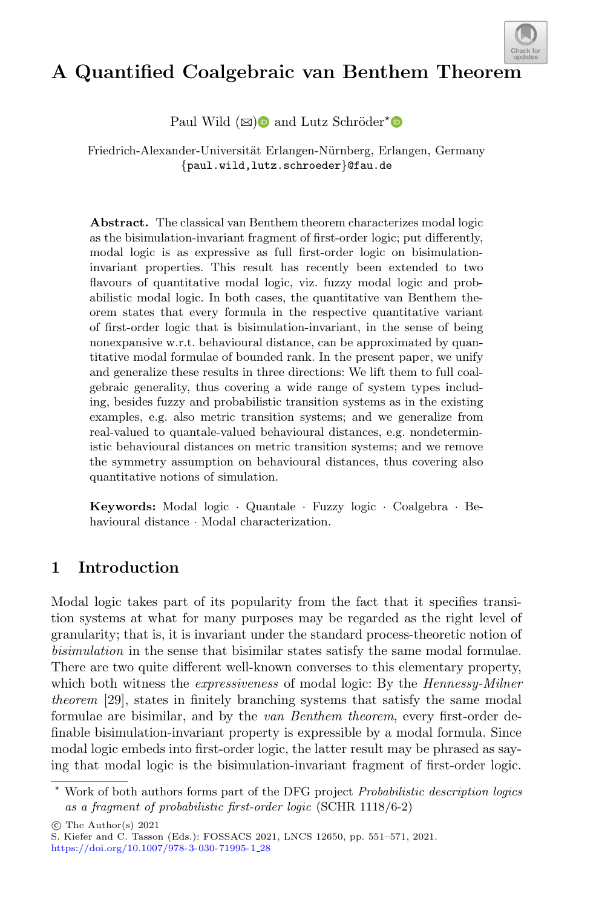# A Quantified Coalgebraic van Benthem Theorem

Paul Wild (✉) and Lutz Schröder*

Friedrich-Alexander-Universität Erlangen-Nürnberg, Erlangen, Germany
{paul.wild,lutz.schroeder}@fau.de

**Abstract.** The classical van Benthem theorem characterizes modal logic as the bisimulation-invariant fragment of first-order logic; put differently, modal logic is as expressive as full first-order logic on bisimulation-invariant properties. This result has recently been extended to two flavours of quantitative modal logic, viz. fuzzy modal logic and probabilistic modal logic. In both cases, the quantitative van Benthem theorem states that every formula in the respective quantitative variant of first-order logic that is bisimulation-invariant, in the sense of being nonexpansive w.r.t. behavioural distance, can be approximated by quantitative modal formulae of bounded rank. In the present paper, we unify and generalize these results in three directions: We lift them to full coalgebraic generality, thus covering a wide range of system types including, besides fuzzy and probabilistic transition systems as in the existing examples, e.g. also metric transition systems; and we generalize from real-valued to quantale-valued behavioural distances, e.g. nondeterministic behavioural distances on metric transition systems; and we remove the symmetry assumption on behavioural distances, thus covering also quantitative notions of simulation.

**Keywords:** Modal logic · Quantale · Fuzzy logic · Coalgebra · Behavioural distance · Modal characterization.

## 1 Introduction

Modal logic takes part of its popularity from the fact that it specifies transition systems at what for many purposes may be regarded as the right level of granularity; that is, it is invariant under the standard process-theoretic notion of *bisimulation* in the sense that bisimilar states satisfy the same modal formulae. There are two quite different well-known converses to this elementary property, which both witness the *expressiveness* of modal logic: By the *Hennessy-Milner theorem* [29], states in finitely branching systems that satisfy the same modal formulae are bisimilar, and by the *van Benthem theorem*, every first-order definable bisimulation-invariant property is expressible by a modal formula. Since modal logic embeds into first-order logic, the latter result may be phrased as saying that modal logic is the bisimulation-invariant fragment of first-order logic.

* Work of both authors forms part of the DFG project *Probabilistic description logics as a fragment of probabilistic first-order logic* (SCHR 1118/6-2)

© The Author(s) 2021
S. Kiefer and C. Tasson (Eds.): FOSSACS 2021, LNCS 12650, pp. 551–571, 2021.
https://doi.org/10.1007/978-3-030-71995-1_28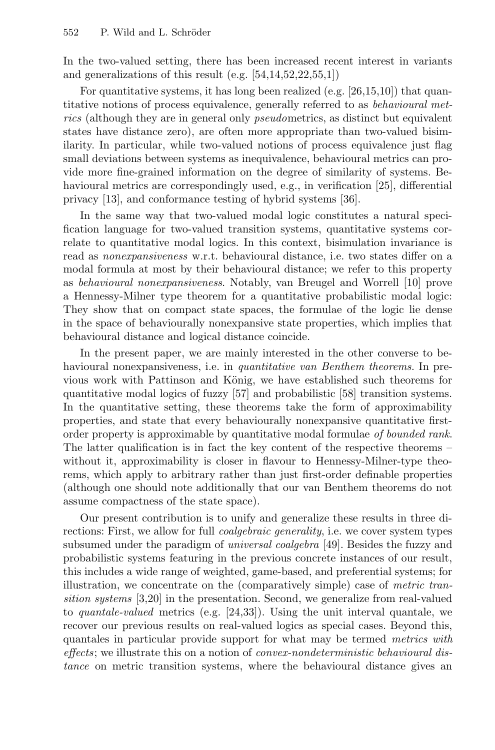In the two-valued setting, there has been increased recent interest in variants and generalizations of this result (e.g. [54,14,52,22,55,1])

For quantitative systems, it has long been realized (e.g. [26,15,10]) that quantitative notions of process equivalence, generally referred to as *behavioural metrics* (although they are in general only *pseudo*metrics, as distinct but equivalent states have distance zero), are often more appropriate than two-valued bisimilarity. In particular, while two-valued notions of process equivalence just flag small deviations between systems as inequivalence, behavioural metrics can provide more fine-grained information on the degree of similarity of systems. Behavioural metrics are correspondingly used, e.g., in verification [25], differential privacy [13], and conformance testing of hybrid systems [36].

In the same way that two-valued modal logic constitutes a natural specification language for two-valued transition systems, quantitative systems correlate to quantitative modal logics. In this context, bisimulation invariance is read as *nonexpansiveness* w.r.t. behavioural distance, i.e. two states differ on a modal formula at most by their behavioural distance; we refer to this property as *behavioural nonexpansiveness*. Notably, van Breugel and Worrell [10] prove a Hennessy-Milner type theorem for a quantitative probabilistic modal logic: They show that on compact state spaces, the formulae of the logic lie dense in the space of behaviourally nonexpansive state properties, which implies that behavioural distance and logical distance coincide.

In the present paper, we are mainly interested in the other converse to behavioural nonexpansiveness, i.e. in *quantitative van Benthem theorems*. In previous work with Pattinson and König, we have established such theorems for quantitative modal logics of fuzzy [57] and probabilistic [58] transition systems. In the quantitative setting, these theorems take the form of approximability properties, and state that every behaviourally nonexpansive quantitative first-order property is approximable by quantitative modal formulae *of bounded rank*. The latter qualification is in fact the key content of the respective theorems – without it, approximability is closer in flavour to Hennessy-Milner-type theorems, which apply to arbitrary rather than just first-order definable properties (although one should note additionally that our van Benthem theorems do not assume compactness of the state space).

Our present contribution is to unify and generalize these results in three directions: First, we allow for full *coalgebraic generality*, i.e. we cover system types subsumed under the paradigm of *universal coalgebra* [49]. Besides the fuzzy and probabilistic systems featuring in the previous concrete instances of our result, this includes a wide range of weighted, game-based, and preferential systems; for illustration, we concentrate on the (comparatively simple) case of *metric transition systems* [3,20] in the presentation. Second, we generalize from real-valued to *quantale-valued* metrics (e.g. [24,33]). Using the unit interval quantale, we recover our previous results on real-valued logics as special cases. Beyond this, quantales in particular provide support for what may be termed *metrics with effects*; we illustrate this on a notion of *convex-nondeterministic behavioural distance* on metric transition systems, where the behavioural distance gives an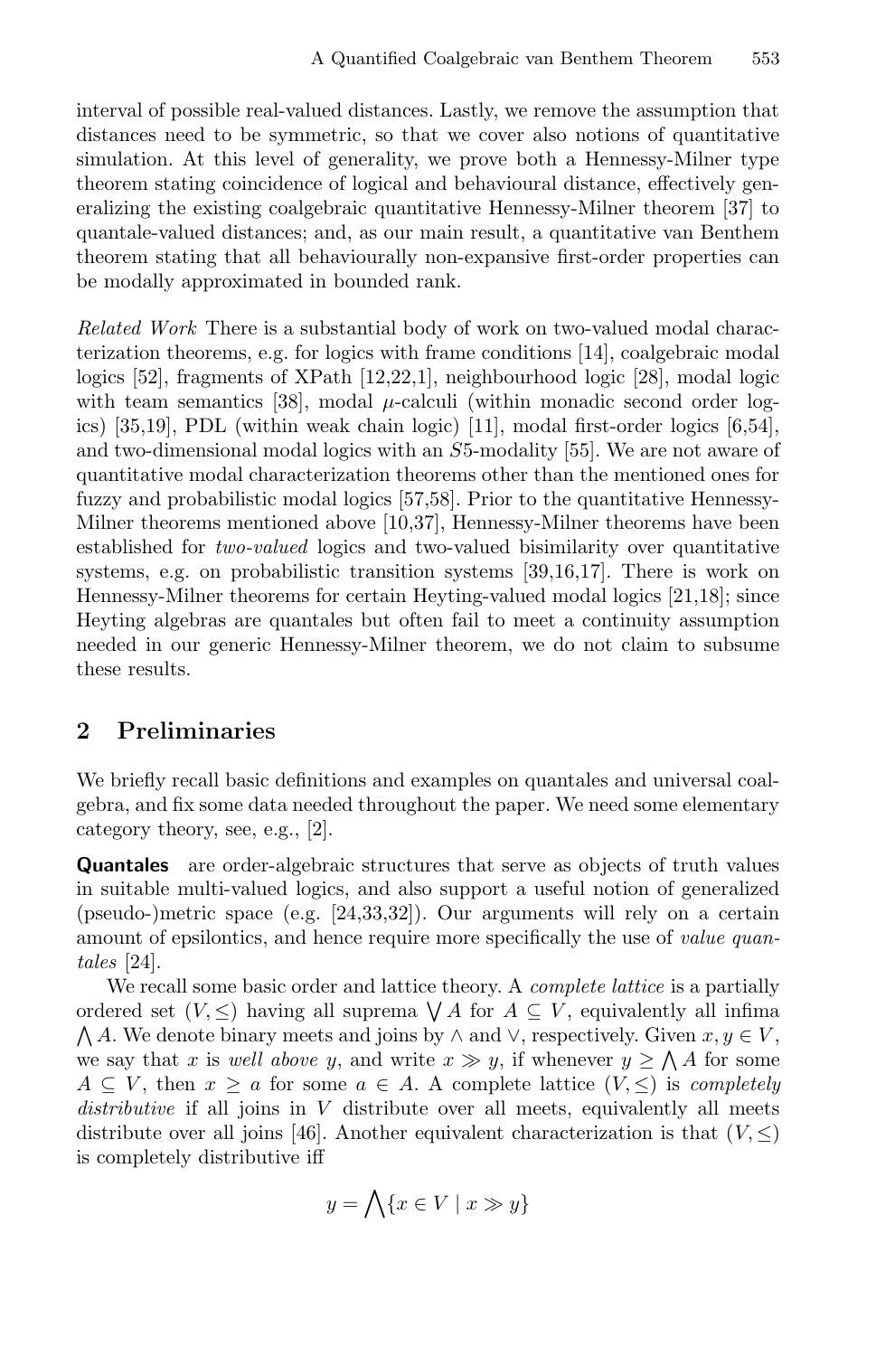interval of possible real-valued distances. Lastly, we remove the assumption that distances need to be symmetric, so that we cover also notions of quantitative simulation. At this level of generality, we prove both a Hennessy-Milner type theorem stating coincidence of logical and behavioural distance, effectively generalizing the existing coalgebraic quantitative Hennessy-Milner theorem [37] to quantale-valued distances; and, as our main result, a quantitative van Benthem theorem stating that all behaviourally non-expansive first-order properties can be modally approximated in bounded rank.

*Related Work* There is a substantial body of work on two-valued modal characterization theorems, e.g. for logics with frame conditions [14], coalgebraic modal logics [52], fragments of XPath [12,22,1], neighbourhood logic [28], modal logic with team semantics [38], modal $\mu$-calculi (within monadic second order logics) [35,19], PDL (within weak chain logic) [11], modal first-order logics [6,54], and two-dimensional modal logics with an $S5$-modality [55]. We are not aware of quantitative modal characterization theorems other than the mentioned ones for fuzzy and probabilistic modal logics [57,58]. Prior to the quantitative Hennessy-Milner theorems mentioned above [10,37], Hennessy-Milner theorems have been established for *two-valued* logics and two-valued bisimilarity over quantitative systems, e.g. on probabilistic transition systems [39,16,17]. There is work on Hennessy-Milner theorems for certain Heyting-valued modal logics [21,18]; since Heyting algebras are quantales but often fail to meet a continuity assumption needed in our generic Hennessy-Milner theorem, we do not claim to subsume these results.

## 2 Preliminaries

We briefly recall basic definitions and examples on quantales and universal coalgebra, and fix some data needed throughout the paper. We need some elementary category theory, see, e.g., [2].

**Quantales** are order-algebraic structures that serve as objects of truth values in suitable multi-valued logics, and also support a useful notion of generalized (pseudo-)metric space (e.g. [24,33,32]). Our arguments will rely on a certain amount of epsilontics, and hence require more specifically the use of *value quantales* [24].

We recall some basic order and lattice theory. A *complete lattice* is a partially ordered set $(V, \leq)$ having all suprema $\bigvee A$ for $A \subseteq V$, equivalently all infima $\bigwedge A$. We denote binary meets and joins by $\wedge$ and $\vee$, respectively. Given $x, y \in V$, we say that $x$ is *well above* $y$, and write $x \gg y$, if whenever $y \geq \bigwedge A$ for some $A \subseteq V$, then $x \geq a$ for some $a \in A$. A complete lattice $(V, \leq)$ is *completely distributive* if all joins in $V$ distribute over all meets, equivalently all meets distribute over all joins [46]. Another equivalent characterization is that $(V, \leq)$ is completely distributive iff

$$y = \bigwedge\{x \in V \mid x \gg y\}$$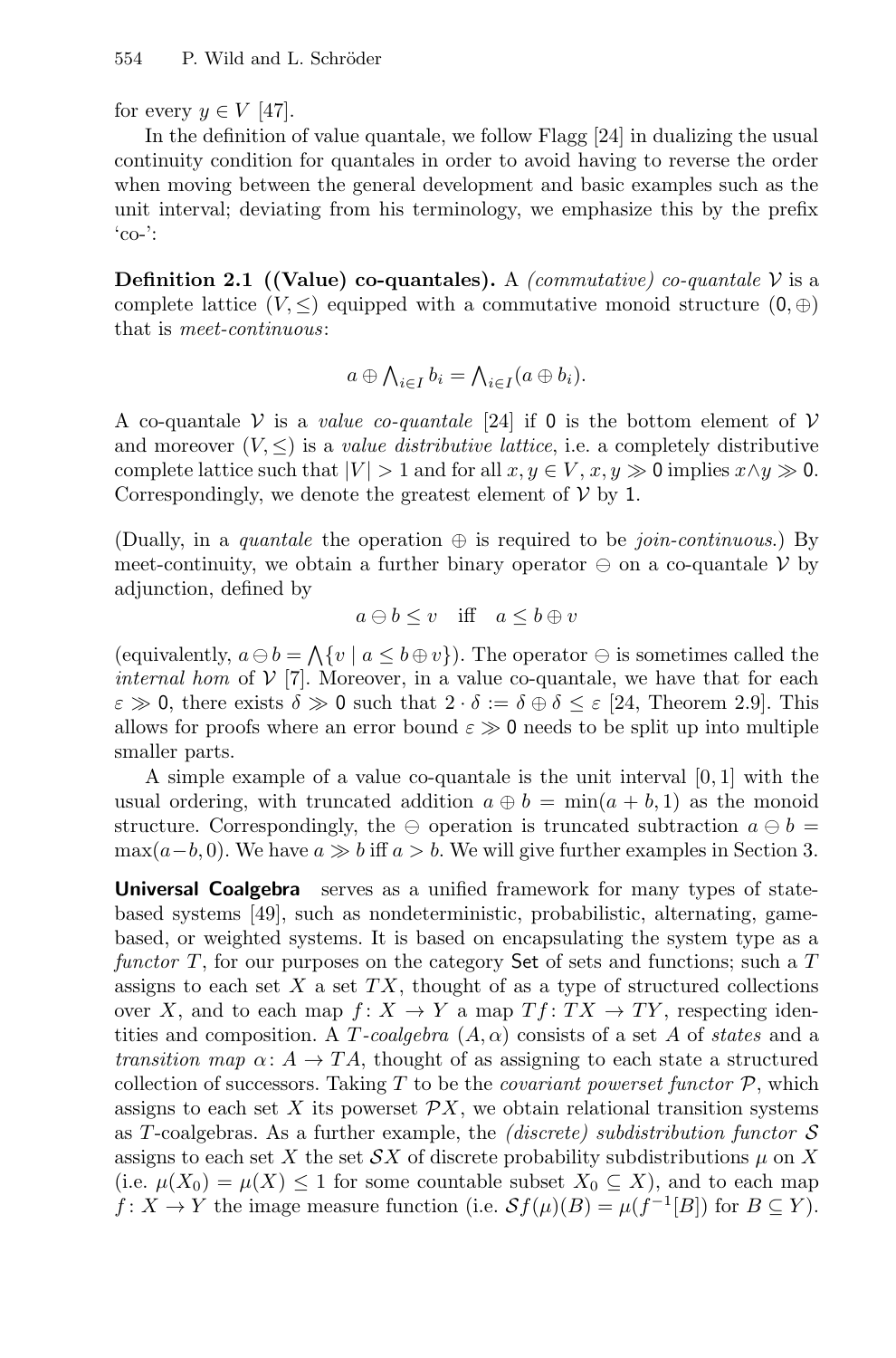for every $y \in V$ [47].

In the definition of value quantale, we follow Flagg [24] in dualizing the usual continuity condition for quantales in order to avoid having to reverse the order when moving between the general development and basic examples such as the unit interval; deviating from his terminology, we emphasize this by the prefix 'co-':

**Definition 2.1 ((Value) co-quantales).** A *(commutative) co-quantale* $\mathcal{V}$ is a complete lattice $(V, \leq)$ equipped with a commutative monoid structure $(0, \oplus)$ that is *meet-continuous*:

$$a \oplus \bigwedge_{i \in I} b_i = \bigwedge_{i \in I}(a \oplus b_i).$$

A co-quantale $\mathcal{V}$ is a *value co-quantale* [24] if $0$ is the bottom element of $\mathcal{V}$ and moreover $(V, \leq)$ is a *value distributive lattice*, i.e. a completely distributive complete lattice such that $|V| > 1$ and for all $x, y \in V$, $x, y \gg 0$ implies $x \wedge y \gg 0$. Correspondingly, we denote the greatest element of $\mathcal{V}$ by $1$.

(Dually, in a *quantale* the operation $\oplus$ is required to be *join-continuous*.) By meet-continuity, we obtain a further binary operator $\ominus$ on a co-quantale $\mathcal{V}$ by adjunction, defined by

$$a \ominus b \leq v \quad \text{iff} \quad a \leq b \oplus v$$

(equivalently, $a \ominus b = \bigwedge\{v \mid a \leq b \oplus v\}$). The operator $\ominus$ is sometimes called the *internal hom* of $\mathcal{V}$ [7]. Moreover, in a value co-quantale, we have that for each $\varepsilon \gg 0$, there exists $\delta \gg 0$ such that $2 \cdot \delta := \delta \oplus \delta \leq \varepsilon$ [24, Theorem 2.9]. This allows for proofs where an error bound $\varepsilon \gg 0$ needs to be split up into multiple smaller parts.

A simple example of a value co-quantale is the unit interval $[0, 1]$ with the usual ordering, with truncated addition $a \oplus b = \min(a + b, 1)$ as the monoid structure. Correspondingly, the $\ominus$ operation is truncated subtraction $a \ominus b = \max(a - b, 0)$. We have $a \gg b$ iff $a > b$. We will give further examples in Section 3.

**Universal Coalgebra** serves as a unified framework for many types of state-based systems [49], such as nondeterministic, probabilistic, alternating, game-based, or weighted systems. It is based on encapsulating the system type as a *functor* $T$, for our purposes on the category $\mathsf{Set}$ of sets and functions; such a $T$ assigns to each set $X$ a set $TX$, thought of as a type of structured collections over $X$, and to each map $f\colon X \to Y$ a map $Tf\colon TX \to TY$, respecting identities and composition. A *$T$-coalgebra* $(A, \alpha)$ consists of a set $A$ of *states* and a *transition map* $\alpha\colon A \to TA$, thought of as assigning to each state a structured collection of successors. Taking $T$ to be the *covariant powerset functor* $\mathcal{P}$, which assigns to each set $X$ its powerset $\mathcal{P}X$, we obtain relational transition systems as $T$-coalgebras. As a further example, the *(discrete) subdistribution functor* $\mathcal{S}$ assigns to each set $X$ the set $\mathcal{S}X$ of discrete probability subdistributions $\mu$ on $X$ (i.e. $\mu(X_0) = \mu(X) \leq 1$ for some countable subset $X_0 \subseteq X$), and to each map $f\colon X \to Y$ the image measure function (i.e. $\mathcal{S}f(\mu)(B) = \mu(f^{-1}[B])$ for $B \subseteq Y$).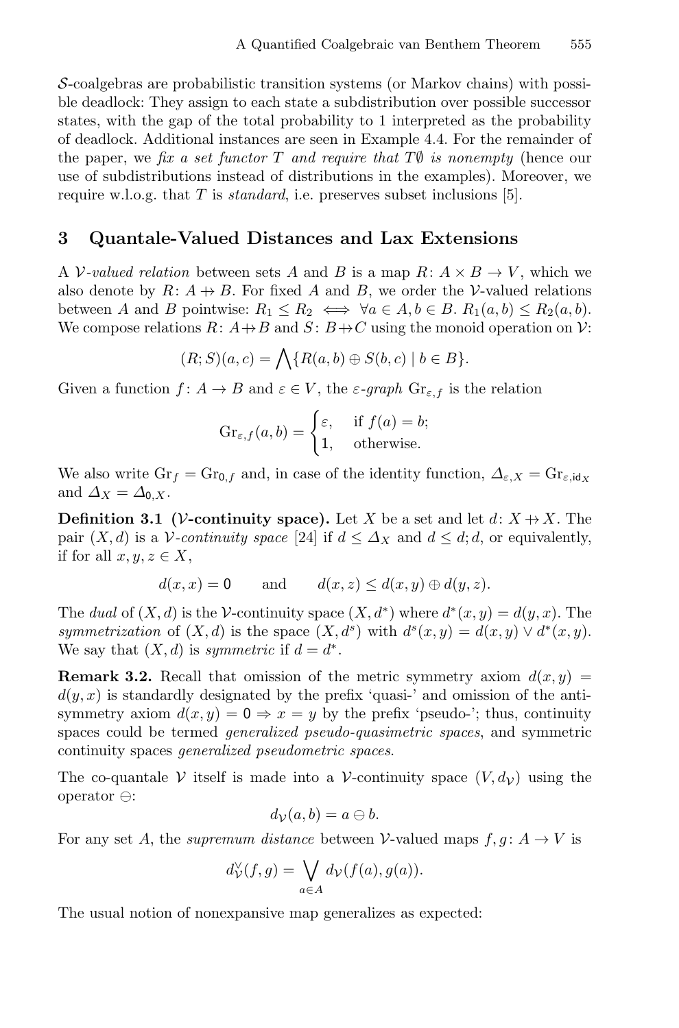$\mathcal{S}$-coalgebras are probabilistic transition systems (or Markov chains) with possible deadlock: They assign to each state a subdistribution over possible successor states, with the gap of the total probability to 1 interpreted as the probability of deadlock. Additional instances are seen in Example 4.4. For the remainder of the paper, we *fix a set functor* $T$ *and require that* $T\emptyset$ *is nonempty* (hence our use of subdistributions instead of distributions in the examples). Moreover, we require w.l.o.g. that $T$ is *standard*, i.e. preserves subset inclusions [5].

## 3 Quantale-Valued Distances and Lax Extensions

A $\mathcal{V}$*-valued relation* between sets $A$ and $B$ is a map $R\colon A \times B \to V$, which we also denote by $R\colon A \nrightarrow B$. For fixed $A$ and $B$, we order the $\mathcal{V}$-valued relations between $A$ and $B$ pointwise: $R_1 \leq R_2 \iff \forall a \in A, b \in B.\ R_1(a,b) \leq R_2(a,b)$. We compose relations $R\colon A \nrightarrow B$ and $S\colon B \nrightarrow C$ using the monoid operation on $\mathcal{V}$:

$$(R;S)(a,c) = \bigwedge\{R(a,b) \oplus S(b,c) \mid b \in B\}.$$

Given a function $f\colon A \to B$ and $\varepsilon \in V$, the $\varepsilon$*-graph* $\mathrm{Gr}_{\varepsilon,f}$ is the relation

$$\mathrm{Gr}_{\varepsilon,f}(a,b) = \begin{cases} \varepsilon, & \text{if } f(a) = b; \\ \mathsf{1}, & \text{otherwise.} \end{cases}$$

We also write $\mathrm{Gr}_f = \mathrm{Gr}_{\mathsf{0},f}$ and, in case of the identity function, $\Delta_{\varepsilon,X} = \mathrm{Gr}_{\varepsilon,\mathsf{id}_X}$ and $\Delta_X = \Delta_{\mathsf{0},X}$.

**Definition 3.1 ($\mathcal{V}$-continuity space).** Let $X$ be a set and let $d\colon X \nrightarrow X$. The pair $(X,d)$ is a $\mathcal{V}$*-continuity space* [24] if $d \leq \Delta_X$ and $d \leq d;d$, or equivalently, if for all $x,y,z \in X$,

$$d(x,x) = \mathsf{0} \qquad \text{and} \qquad d(x,z) \leq d(x,y) \oplus d(y,z).$$

The *dual* of $(X,d)$ is the $\mathcal{V}$-continuity space $(X,d^*)$ where $d^*(x,y) = d(y,x)$. The *symmetrization* of $(X,d)$ is the space $(X,d^s)$ with $d^s(x,y) = d(x,y) \vee d^*(x,y)$. We say that $(X,d)$ is *symmetric* if $d = d^*$.

**Remark 3.2.** Recall that omission of the metric symmetry axiom $d(x,y) = d(y,x)$ is standardly designated by the prefix 'quasi-' and omission of the antisymmetry axiom $d(x,y) = \mathsf{0} \Rightarrow x = y$ by the prefix 'pseudo-'; thus, continuity spaces could be termed *generalized pseudo-quasimetric spaces*, and symmetric continuity spaces *generalized pseudometric spaces*.

The co-quantale $\mathcal{V}$ itself is made into a $\mathcal{V}$-continuity space $(V, d_{\mathcal{V}})$ using the operator $\ominus$:

$$d_{\mathcal{V}}(a,b) = a \ominus b.$$

For any set $A$, the *supremum distance* between $\mathcal{V}$-valued maps $f,g\colon A \to V$ is

$$d_{\mathcal{V}}^{\vee}(f,g) = \bigvee_{a \in A} d_{\mathcal{V}}(f(a), g(a)).$$

The usual notion of nonexpansive map generalizes as expected: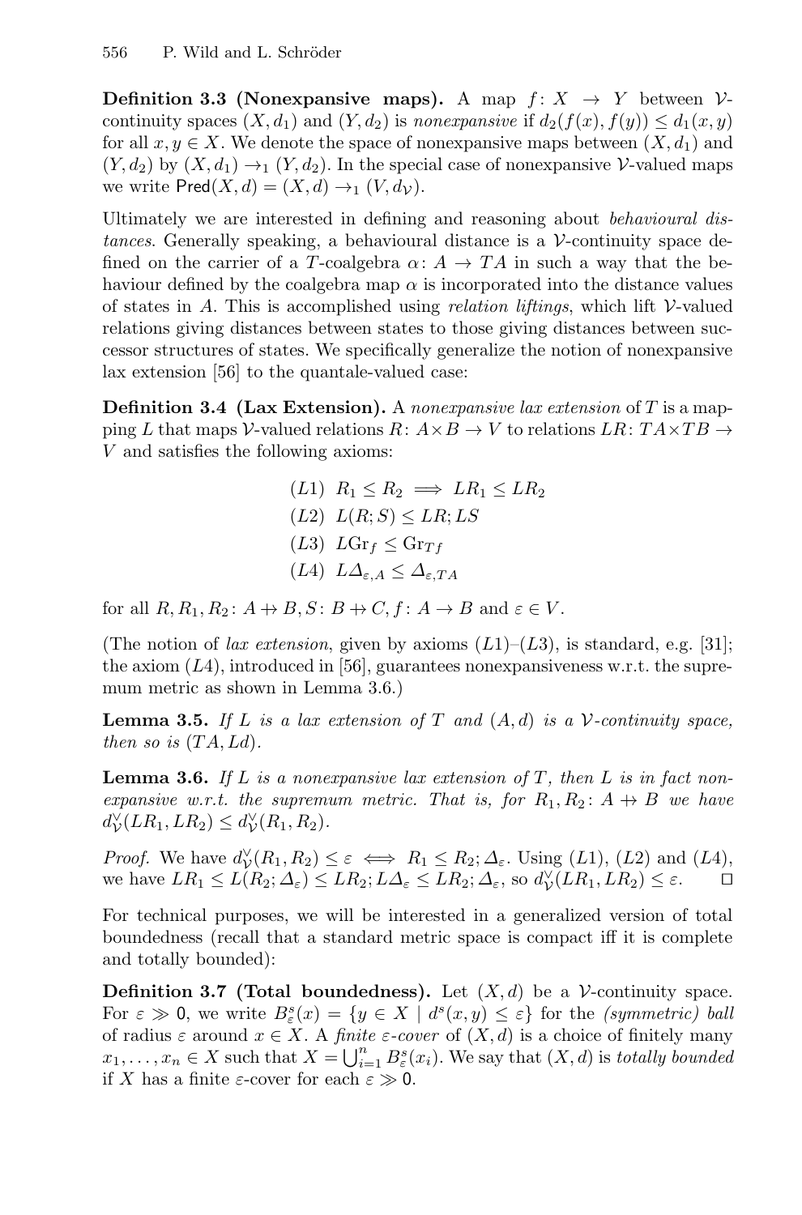**Definition 3.3 (Nonexpansive maps).** A map $f\colon X \to Y$ between $\mathcal{V}$-continuity spaces $(X, d_1)$ and $(Y, d_2)$ is *nonexpansive* if $d_2(f(x), f(y)) \leq d_1(x, y)$ for all $x, y \in X$. We denote the space of nonexpansive maps between $(X, d_1)$ and $(Y, d_2)$ by $(X, d_1) \to_1 (Y, d_2)$. In the special case of nonexpansive $\mathcal{V}$-valued maps we write $\mathsf{Pred}(X, d) = (X, d) \to_1 (V, d_{\mathcal{V}})$.

Ultimately we are interested in defining and reasoning about *behavioural distances*. Generally speaking, a behavioural distance is a $\mathcal{V}$-continuity space defined on the carrier of a $T$-coalgebra $\alpha\colon A \to TA$ in such a way that the behaviour defined by the coalgebra map $\alpha$ is incorporated into the distance values of states in $A$. This is accomplished using *relation liftings*, which lift $\mathcal{V}$-valued relations giving distances between states to those giving distances between successor structures of states. We specifically generalize the notion of nonexpansive lax extension [56] to the quantale-valued case:

**Definition 3.4 (Lax Extension).** A *nonexpansive lax extension* of $T$ is a mapping $L$ that maps $\mathcal{V}$-valued relations $R\colon A \times B \to V$ to relations $LR\colon TA \times TB \to V$ and satisfies the following axioms:

$$
\begin{aligned}
&(L1)\ \ R_1 \leq R_2 \implies LR_1 \leq LR_2 \\
&(L2)\ \ L(R;S) \leq LR; LS \\
&(L3)\ \ L\mathrm{Gr}_f \leq \mathrm{Gr}_{Tf} \\
&(L4)\ \ L\Delta_{\varepsilon,A} \leq \Delta_{\varepsilon,TA}
\end{aligned}
$$

for all $R, R_1, R_2\colon A \nrightarrow B, S\colon B \nrightarrow C, f\colon A \to B$ and $\varepsilon \in V$.

(The notion of *lax extension*, given by axioms $(L1)$–$(L3)$, is standard, e.g. [31]; the axiom $(L4)$, introduced in [56], guarantees nonexpansiveness w.r.t. the supremum metric as shown in Lemma 3.6.)

**Lemma 3.5.** *If $L$ is a lax extension of $T$ and $(A, d)$ is a $\mathcal{V}$-continuity space, then so is $(TA, Ld)$.*

**Lemma 3.6.** *If $L$ is a nonexpansive lax extension of $T$, then $L$ is in fact nonexpansive w.r.t. the supremum metric. That is, for $R_1, R_2\colon A \nrightarrow B$ we have $d^{\vee}_{\mathcal{V}}(LR_1, LR_2) \leq d^{\vee}_{\mathcal{V}}(R_1, R_2)$.*

*Proof.* We have $d^{\vee}_{\mathcal{V}}(R_1, R_2) \leq \varepsilon \iff R_1 \leq R_2; \Delta_\varepsilon$. Using $(L1)$, $(L2)$ and $(L4)$, we have $LR_1 \leq L(R_2; \Delta_\varepsilon) \leq LR_2; L\Delta_\varepsilon \leq LR_2; \Delta_\varepsilon$, so $d^{\vee}_{\mathcal{V}}(LR_1, LR_2) \leq \varepsilon$. ◻

For technical purposes, we will be interested in a generalized version of total boundedness (recall that a standard metric space is compact iff it is complete and totally bounded):

**Definition 3.7 (Total boundedness).** Let $(X, d)$ be a $\mathcal{V}$-continuity space. For $\varepsilon \gg \mathsf{0}$, we write $B^s_\varepsilon(x) = \{y \in X \mid d^s(x, y) \leq \varepsilon\}$ for the *(symmetric) ball* of radius $\varepsilon$ around $x \in X$. A *finite $\varepsilon$-cover* of $(X, d)$ is a choice of finitely many $x_1, \ldots, x_n \in X$ such that $X = \bigcup_{i=1}^n B^s_\varepsilon(x_i)$. We say that $(X, d)$ is *totally bounded* if $X$ has a finite $\varepsilon$-cover for each $\varepsilon \gg \mathsf{0}$.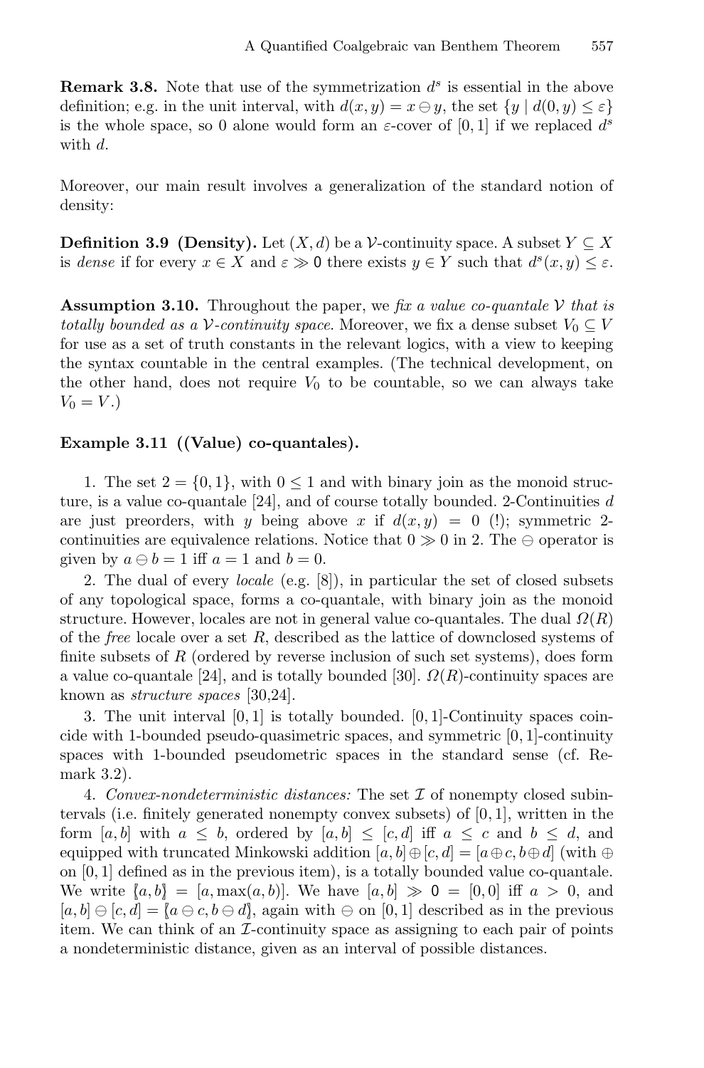**Remark 3.8.** Note that use of the symmetrization $d^s$ is essential in the above definition; e.g. in the unit interval, with $d(x, y) = x \ominus y$, the set $\{y \mid d(0, y) \leq \varepsilon\}$ is the whole space, so 0 alone would form an $\varepsilon$-cover of $[0, 1]$ if we replaced $d^s$ with $d$.

Moreover, our main result involves a generalization of the standard notion of density:

**Definition 3.9 (Density).** Let $(X, d)$ be a $\mathcal{V}$-continuity space. A subset $Y \subseteq X$ is *dense* if for every $x \in X$ and $\varepsilon \gg \mathsf{0}$ there exists $y \in Y$ such that $d^s(x, y) \leq \varepsilon$.

**Assumption 3.10.** Throughout the paper, we *fix a value co-quantale $\mathcal{V}$ that is totally bounded as a $\mathcal{V}$-continuity space.* Moreover, we fix a dense subset $V_0 \subseteq V$ for use as a set of truth constants in the relevant logics, with a view to keeping the syntax countable in the central examples. (The technical development, on the other hand, does not require $V_0$ to be countable, so we can always take $V_0 = V$.)

**Example 3.11 ((Value) co-quantales).**

1. The set $2 = \{0, 1\}$, with $0 \leq 1$ and with binary join as the monoid structure, is a value co-quantale [24], and of course totally bounded. 2-Continuities $d$ are just preorders, with $y$ being above $x$ if $d(x, y) = 0$ (!); symmetric 2-continuities are equivalence relations. Notice that $0 \gg 0$ in 2. The $\ominus$ operator is given by $a \ominus b = 1$ iff $a = 1$ and $b = 0$.

2. The dual of every *locale* (e.g. [8]), in particular the set of closed subsets of any topological space, forms a co-quantale, with binary join as the monoid structure. However, locales are not in general value co-quantales. The dual $\Omega(R)$ of the *free* locale over a set $R$, described as the lattice of downclosed systems of finite subsets of $R$ (ordered by reverse inclusion of such set systems), does form a value co-quantale [24], and is totally bounded [30]. $\Omega(R)$-continuity spaces are known as *structure spaces* [30,24].

3. The unit interval $[0, 1]$ is totally bounded. $[0, 1]$-Continuity spaces coincide with 1-bounded pseudo-quasimetric spaces, and symmetric $[0, 1]$-continuity spaces with 1-bounded pseudometric spaces in the standard sense (cf. Remark 3.2).

4. *Convex-nondeterministic distances:* The set $\mathcal{I}$ of nonempty closed subintervals (i.e. finitely generated nonempty convex subsets) of $[0, 1]$, written in the form $[a, b]$ with $a \leq b$, ordered by $[a, b] \leq [c, d]$ iff $a \leq c$ and $b \leq d$, and equipped with truncated Minkowski addition $[a, b] \oplus [c, d] = [a \oplus c, b \oplus d]$ (with $\oplus$ on $[0, 1]$ defined as in the previous item), is a totally bounded value co-quantale. We write $\llbracket a, b \rrbracket = [a, \max(a, b)]$. We have $[a, b] \gg \mathsf{0} = [0, 0]$ iff $a > 0$, and $[a, b] \ominus [c, d] = \llbracket a \ominus c, b \ominus d \rrbracket$, again with $\ominus$ on $[0, 1]$ described as in the previous item. We can think of an $\mathcal{I}$-continuity space as assigning to each pair of points a nondeterministic distance, given as an interval of possible distances.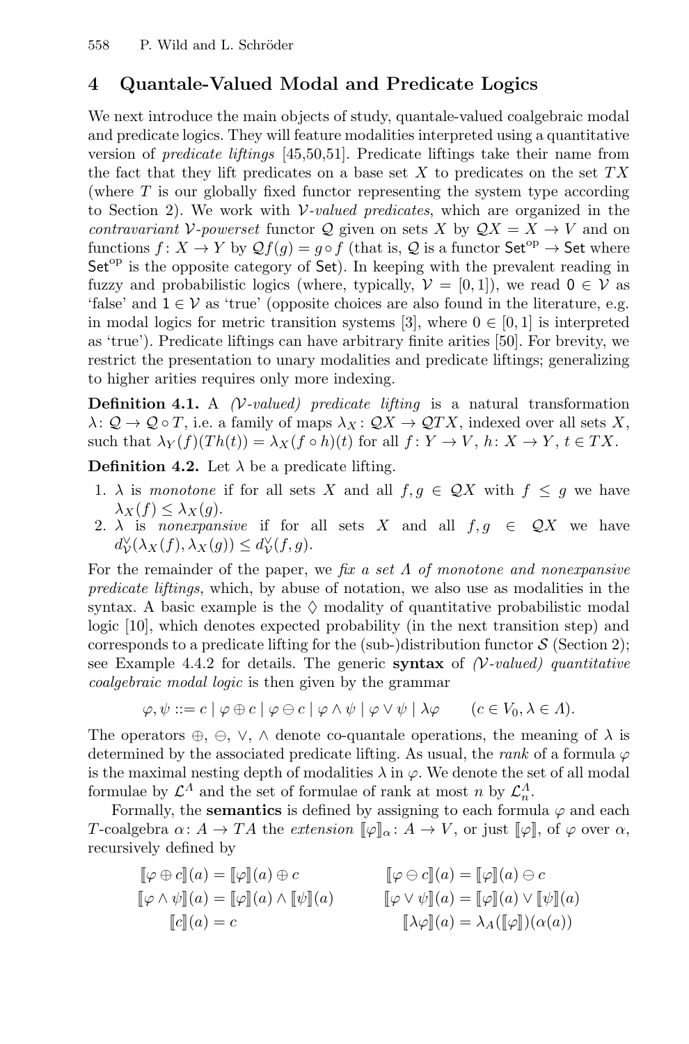## 4 Quantale-Valued Modal and Predicate Logics

We next introduce the main objects of study, quantale-valued coalgebraic modal and predicate logics. They will feature modalities interpreted using a quantitative version of *predicate liftings* [45,50,51]. Predicate liftings take their name from the fact that they lift predicates on a base set $X$ to predicates on the set $TX$ (where $T$ is our globally fixed functor representing the system type according to Section 2). We work with $\mathcal{V}$*-valued predicates*, which are organized in the *contravariant* $\mathcal{V}$*-powerset* functor $\mathcal{Q}$ given on sets $X$ by $\mathcal{Q}X = X \to V$ and on functions $f\colon X \to Y$ by $\mathcal{Q}f(g) = g \circ f$ (that is, $\mathcal{Q}$ is a functor $\mathsf{Set}^{\mathrm{op}} \to \mathsf{Set}$ where $\mathsf{Set}^{\mathrm{op}}$ is the opposite category of $\mathsf{Set}$). In keeping with the prevalent reading in fuzzy and probabilistic logics (where, typically, $\mathcal{V} = [0, 1]$), we read $\mathsf{0} \in \mathcal{V}$ as 'false' and $\mathsf{1} \in \mathcal{V}$ as 'true' (opposite choices are also found in the literature, e.g. in modal logics for metric transition systems [3], where $0 \in [0, 1]$ is interpreted as 'true'). Predicate liftings can have arbitrary finite arities [50]. For brevity, we restrict the presentation to unary modalities and predicate liftings; generalizing to higher arities requires only more indexing.

**Definition 4.1.** A *($\mathcal{V}$-valued) predicate lifting* is a natural transformation $\lambda\colon \mathcal{Q} \to \mathcal{Q} \circ T$, i.e. a family of maps $\lambda_X\colon \mathcal{Q}X \to \mathcal{Q}TX$, indexed over all sets $X$, such that $\lambda_Y(f)(Th(t)) = \lambda_X(f \circ h)(t)$ for all $f\colon Y \to V$, $h\colon X \to Y$, $t \in TX$.

**Definition 4.2.** Let $\lambda$ be a predicate lifting.

1. $\lambda$ is *monotone* if for all sets $X$ and all $f, g \in \mathcal{Q}X$ with $f \leq g$ we have $\lambda_X(f) \leq \lambda_X(g)$.
2. $\lambda$ is *nonexpansive* if for all sets $X$ and all $f, g \in \mathcal{Q}X$ we have $d^\vee_\mathcal{V}(\lambda_X(f), \lambda_X(g)) \leq d^\vee_\mathcal{V}(f, g)$.

For the remainder of the paper, we *fix a set $\Lambda$ of monotone and nonexpansive predicate liftings*, which, by abuse of notation, we also use as modalities in the syntax. A basic example is the $\Diamond$ modality of quantitative probabilistic modal logic [10], which denotes expected probability (in the next transition step) and corresponds to a predicate lifting for the (sub-)distribution functor $\mathcal{S}$ (Section 2); see Example 4.4.2 for details. The generic **syntax** of *($\mathcal{V}$-valued) quantitative coalgebraic modal logic* is then given by the grammar

$$\varphi, \psi ::= c \mid \varphi \oplus c \mid \varphi \ominus c \mid \varphi \wedge \psi \mid \varphi \vee \psi \mid \lambda\varphi \qquad (c \in V_0, \lambda \in \Lambda).$$

The operators $\oplus$, $\ominus$, $\vee$, $\wedge$ denote co-quantale operations, the meaning of $\lambda$ is determined by the associated predicate lifting. As usual, the *rank* of a formula $\varphi$ is the maximal nesting depth of modalities $\lambda$ in $\varphi$. We denote the set of all modal formulae by $\mathcal{L}^\Lambda$ and the set of formulae of rank at most $n$ by $\mathcal{L}^\Lambda_n$.

Formally, the **semantics** is defined by assigning to each formula $\varphi$ and each $T$-coalgebra $\alpha\colon A \to TA$ the *extension* $[\![\varphi]\!]_\alpha\colon A \to V$, or just $[\![\varphi]\!]$, of $\varphi$ over $\alpha$, recursively defined by

$$[\![\varphi \oplus c]\!](a) = [\![\varphi]\!](a) \oplus c \qquad [\![\varphi \ominus c]\!](a) = [\![\varphi]\!](a) \ominus c$$

$$[\![\varphi \wedge \psi]\!](a) = [\![\varphi]\!](a) \wedge [\![\psi]\!](a) \qquad [\![\varphi \vee \psi]\!](a) = [\![\varphi]\!](a) \vee [\![\psi]\!](a)$$

$$[\![c]\!](a) = c \qquad [\![\lambda\varphi]\!](a) = \lambda_A([\![\varphi]\!])(\alpha(a))$$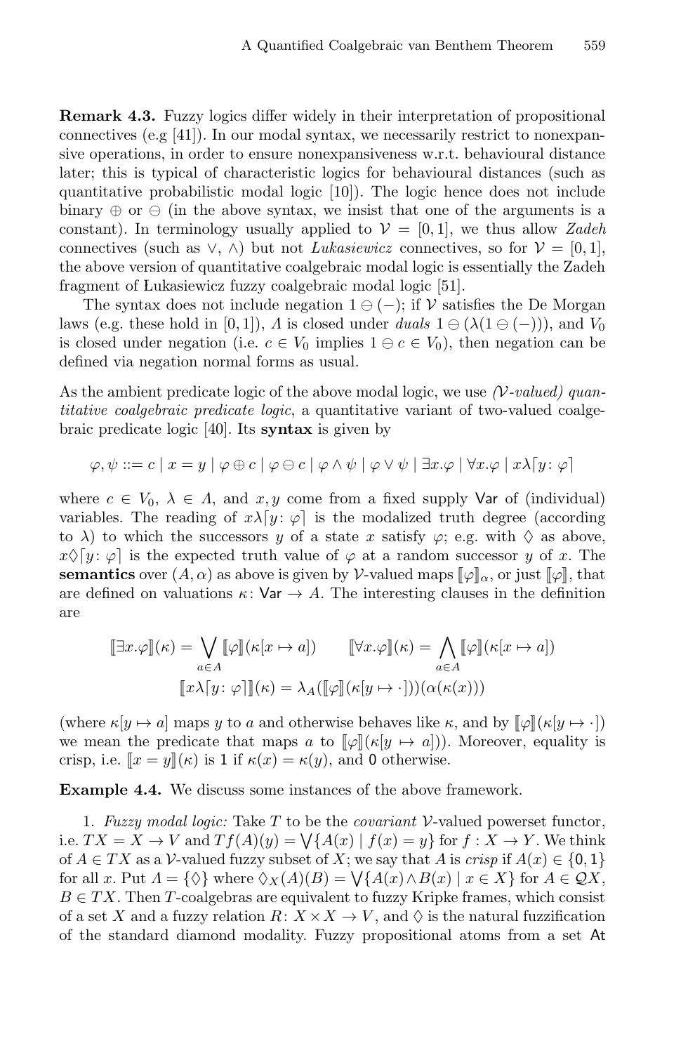**Remark 4.3.** Fuzzy logics differ widely in their interpretation of propositional connectives (e.g [41]). In our modal syntax, we necessarily restrict to nonexpansive operations, in order to ensure nonexpansiveness w.r.t. behavioural distance later; this is typical of characteristic logics for behavioural distances (such as quantitative probabilistic modal logic [10]). The logic hence does not include binary $\oplus$ or $\ominus$ (in the above syntax, we insist that one of the arguments is a constant). In terminology usually applied to $\mathcal{V} = [0, 1]$, we thus allow *Zadeh* connectives (such as $\vee$, $\wedge$) but not *Łukasiewicz* connectives, so for $\mathcal{V} = [0, 1]$, the above version of quantitative coalgebraic modal logic is essentially the Zadeh fragment of Łukasiewicz fuzzy coalgebraic modal logic [51].

The syntax does not include negation $1 \ominus (-)$; if $\mathcal{V}$ satisfies the De Morgan laws (e.g. these hold in $[0, 1]$), $\Lambda$ is closed under *duals* $1 \ominus (\lambda(1 \ominus (-)))$, and $V_0$ is closed under negation (i.e. $c \in V_0$ implies $1 \ominus c \in V_0$), then negation can be defined via negation normal forms as usual.

As the ambient predicate logic of the above modal logic, we use *($\mathcal{V}$-valued) quantitative coalgebraic predicate logic*, a quantitative variant of two-valued coalgebraic predicate logic [40]. Its **syntax** is given by

$$\varphi, \psi ::= c \mid x = y \mid \varphi \oplus c \mid \varphi \ominus c \mid \varphi \wedge \psi \mid \varphi \vee \psi \mid \exists x.\varphi \mid \forall x.\varphi \mid x\lambda\lceil y \colon \varphi\rceil$$

where $c \in V_0$, $\lambda \in \Lambda$, and $x, y$ come from a fixed supply $\mathsf{Var}$ of (individual) variables. The reading of $x\lambda\lceil y \colon \varphi\rceil$ is the modalized truth degree (according to $\lambda$) to which the successors $y$ of a state $x$ satisfy $\varphi$; e.g. with $\Diamond$ as above, $x\Diamond\lceil y \colon \varphi\rceil$ is the expected truth value of $\varphi$ at a random successor $y$ of $x$. The **semantics** over $(A, \alpha)$ as above is given by $\mathcal{V}$-valued maps $[\![\varphi]\!]_\alpha$, or just $[\![\varphi]\!]$, that are defined on valuations $\kappa \colon \mathsf{Var} \to A$. The interesting clauses in the definition are

$$[\![\exists x.\varphi]\!](\kappa) = \bigvee_{a \in A} [\![\varphi]\!](\kappa[x \mapsto a]) \qquad [\![\forall x.\varphi]\!](\kappa) = \bigwedge_{a \in A} [\![\varphi]\!](\kappa[x \mapsto a])$$
$$[\![x\lambda\lceil y \colon \varphi\rceil]\!](\kappa) = \lambda_A([\![\varphi]\!](\kappa[y \mapsto \cdot]))(\alpha(\kappa(x)))$$

(where $\kappa[y \mapsto a]$ maps $y$ to $a$ and otherwise behaves like $\kappa$, and by $[\![\varphi]\!](\kappa[y \mapsto \cdot])$ we mean the predicate that maps $a$ to $[\![\varphi]\!](\kappa[y \mapsto a])$). Moreover, equality is crisp, i.e. $[\![x = y]\!](\kappa)$ is $\mathsf{1}$ if $\kappa(x) = \kappa(y)$, and $\mathsf{0}$ otherwise.

**Example 4.4.** We discuss some instances of the above framework.

1. *Fuzzy modal logic:* Take $T$ to be the *covariant* $\mathcal{V}$-valued powerset functor, i.e. $TX = X \to V$ and $Tf(A)(y) = \bigvee\{A(x) \mid f(x) = y\}$ for $f : X \to Y$. We think of $A \in TX$ as a $\mathcal{V}$-valued fuzzy subset of $X$; we say that $A$ is *crisp* if $A(x) \in \{\mathsf{0}, \mathsf{1}\}$ for all $x$. Put $\Lambda = \{\Diamond\}$ where $\Diamond_X(A)(B) = \bigvee\{A(x) \wedge B(x) \mid x \in X\}$ for $A \in \mathcal{Q}X$, $B \in TX$. Then $T$-coalgebras are equivalent to fuzzy Kripke frames, which consist of a set $X$ and a fuzzy relation $R \colon X \times X \to V$, and $\Diamond$ is the natural fuzzification of the standard diamond modality. Fuzzy propositional atoms from a set $\mathsf{At}$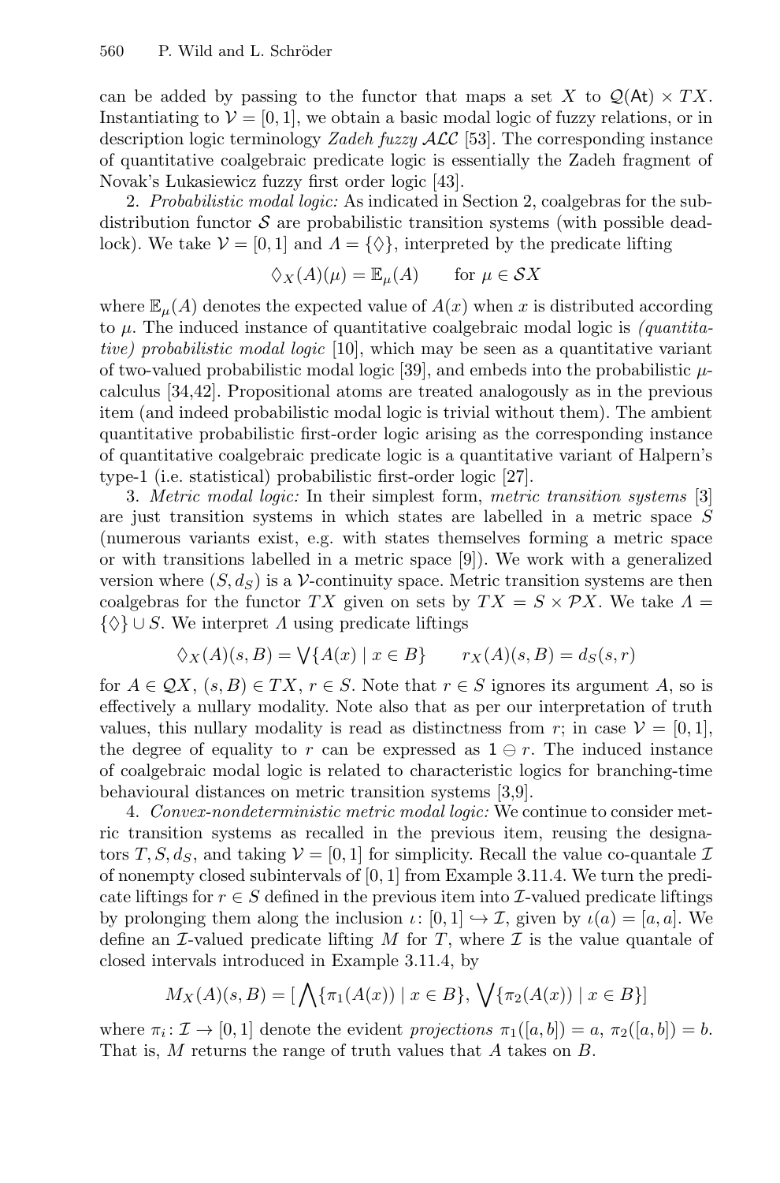can be added by passing to the functor that maps a set $X$ to $\mathcal{Q}(\mathsf{At}) \times TX$. Instantiating to $\mathcal{V} = [0,1]$, we obtain a basic modal logic of fuzzy relations, or in description logic terminology *Zadeh fuzzy $\mathcal{ALC}$* [53]. The corresponding instance of quantitative coalgebraic predicate logic is essentially the Zadeh fragment of Novak's Łukasiewicz fuzzy first order logic [43].

2. *Probabilistic modal logic:* As indicated in Section 2, coalgebras for the subdistribution functor $\mathcal{S}$ are probabilistic transition systems (with possible deadlock). We take $\mathcal{V} = [0,1]$ and $\Lambda = \{\Diamond\}$, interpreted by the predicate lifting

$$\Diamond_X(A)(\mu) = \mathbb{E}_\mu(A) \qquad \text{for } \mu \in \mathcal{S}X$$

where $\mathbb{E}_\mu(A)$ denotes the expected value of $A(x)$ when $x$ is distributed according to $\mu$. The induced instance of quantitative coalgebraic modal logic is *(quantitative) probabilistic modal logic* [10], which may be seen as a quantitative variant of two-valued probabilistic modal logic [39], and embeds into the probabilistic $\mu$-calculus [34,42]. Propositional atoms are treated analogously as in the previous item (and indeed probabilistic modal logic is trivial without them). The ambient quantitative probabilistic first-order logic arising as the corresponding instance of quantitative coalgebraic predicate logic is a quantitative variant of Halpern's type-1 (i.e. statistical) probabilistic first-order logic [27].

3. *Metric modal logic:* In their simplest form, *metric transition systems* [3] are just transition systems in which states are labelled in a metric space $S$ (numerous variants exist, e.g. with states themselves forming a metric space or with transitions labelled in a metric space [9]). We work with a generalized version where $(S, d_S)$ is a $\mathcal{V}$-continuity space. Metric transition systems are then coalgebras for the functor $TX$ given on sets by $TX = S \times \mathcal{P}X$. We take $\Lambda = \{\Diamond\} \cup S$. We interpret $\Lambda$ using predicate liftings

$$\Diamond_X(A)(s,B) = \bigvee\{A(x) \mid x \in B\} \qquad r_X(A)(s,B) = d_S(s,r)$$

for $A \in \mathcal{Q}X$, $(s,B) \in TX$, $r \in S$. Note that $r \in S$ ignores its argument $A$, so is effectively a nullary modality. Note also that as per our interpretation of truth values, this nullary modality is read as distinctness from $r$; in case $\mathcal{V} = [0,1]$, the degree of equality to $r$ can be expressed as $1 \ominus r$. The induced instance of coalgebraic modal logic is related to characteristic logics for branching-time behavioural distances on metric transition systems [3,9].

4. *Convex-nondeterministic metric modal logic:* We continue to consider metric transition systems as recalled in the previous item, reusing the designators $T, S, d_S$, and taking $\mathcal{V} = [0,1]$ for simplicity. Recall the value co-quantale $\mathcal{I}$ of nonempty closed subintervals of $[0,1]$ from Example 3.11.4. We turn the predicate liftings for $r \in S$ defined in the previous item into $\mathcal{I}$-valued predicate liftings by prolonging them along the inclusion $\iota\colon [0,1] \hookrightarrow \mathcal{I}$, given by $\iota(a) = [a,a]$. We define an $\mathcal{I}$-valued predicate lifting $M$ for $T$, where $\mathcal{I}$ is the value quantale of closed intervals introduced in Example 3.11.4, by

$$M_X(A)(s,B) = [\bigwedge\{\pi_1(A(x)) \mid x \in B\}, \bigvee\{\pi_2(A(x)) \mid x \in B\}]$$

where $\pi_i\colon \mathcal{I} \to [0,1]$ denote the evident *projections* $\pi_1([a,b]) = a$, $\pi_2([a,b]) = b$. That is, $M$ returns the range of truth values that $A$ takes on $B$.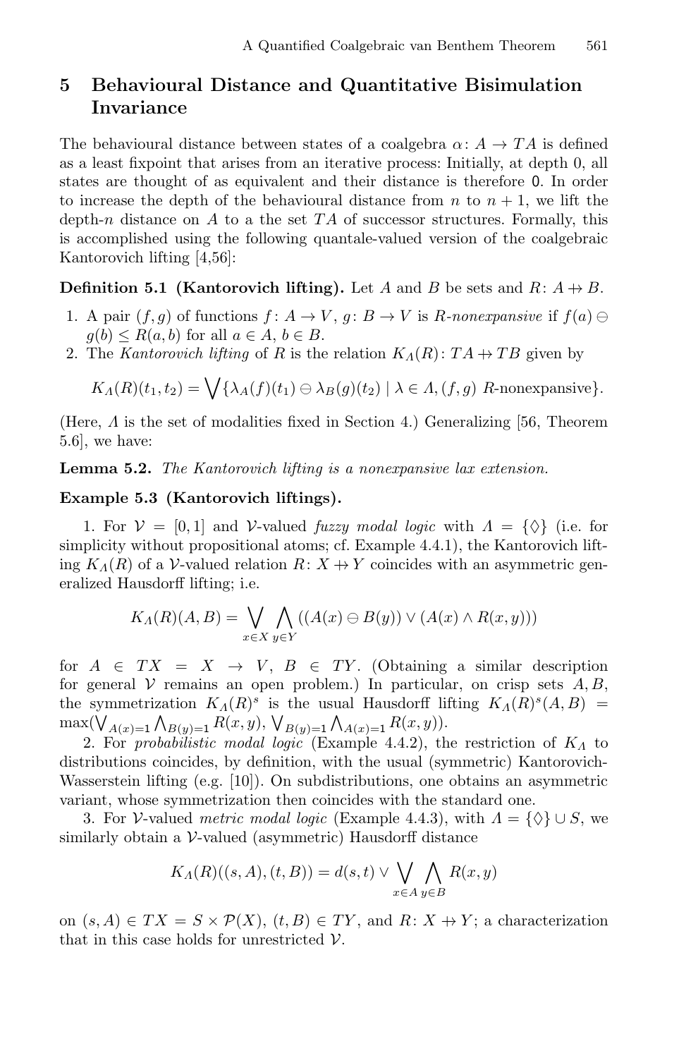## 5 Behavioural Distance and Quantitative Bisimulation Invariance

The behavioural distance between states of a coalgebra $\alpha\colon A \to TA$ is defined as a least fixpoint that arises from an iterative process: Initially, at depth 0, all states are thought of as equivalent and their distance is therefore $\mathsf{0}$. In order to increase the depth of the behavioural distance from $n$ to $n+1$, we lift the depth-$n$ distance on $A$ to a the set $TA$ of successor structures. Formally, this is accomplished using the following quantale-valued version of the coalgebraic Kantorovich lifting [4,56]:

**Definition 5.1 (Kantorovich lifting).** Let $A$ and $B$ be sets and $R\colon A \nrightarrow B$.

1. A pair $(f, g)$ of functions $f\colon A \to V$, $g\colon B \to V$ is *$R$-nonexpansive* if $f(a) \ominus g(b) \leq R(a, b)$ for all $a \in A$, $b \in B$.
2. The *Kantorovich lifting* of $R$ is the relation $K_\Lambda(R)\colon TA \nrightarrow TB$ given by

$$K_\Lambda(R)(t_1, t_2) = \bigvee\{\lambda_A(f)(t_1) \ominus \lambda_B(g)(t_2) \mid \lambda \in \Lambda, (f, g) \text{ } R\text{-nonexpansive}\}.$$

(Here, $\Lambda$ is the set of modalities fixed in Section 4.) Generalizing [56, Theorem 5.6], we have:

**Lemma 5.2.** *The Kantorovich lifting is a nonexpansive lax extension.*

**Example 5.3 (Kantorovich liftings).**

1. For $\mathcal{V} = [0, 1]$ and $\mathcal{V}$-valued *fuzzy modal logic* with $\Lambda = \{\Diamond\}$ (i.e. for simplicity without propositional atoms; cf. Example 4.4.1), the Kantorovich lifting $K_\Lambda(R)$ of a $\mathcal{V}$-valued relation $R\colon X \nrightarrow Y$ coincides with an asymmetric generalized Hausdorff lifting; i.e.

$$K_\Lambda(R)(A, B) = \bigvee_{x \in X} \bigwedge_{y \in Y} ((A(x) \ominus B(y)) \vee (A(x) \wedge R(x, y)))$$

for $A \in TX = X \to V$, $B \in TY$. (Obtaining a similar description for general $\mathcal{V}$ remains an open problem.) In particular, on crisp sets $A, B$, the symmetrization $K_\Lambda(R)^s$ is the usual Hausdorff lifting $K_\Lambda(R)^s(A, B) = \max(\bigvee_{A(x)=1} \bigwedge_{B(y)=1} R(x, y), \bigvee_{B(y)=1} \bigwedge_{A(x)=1} R(x, y))$.

2. For *probabilistic modal logic* (Example 4.4.2), the restriction of $K_\Lambda$ to distributions coincides, by definition, with the usual (symmetric) Kantorovich-Wasserstein lifting (e.g. [10]). On subdistributions, one obtains an asymmetric variant, whose symmetrization then coincides with the standard one.

3. For $\mathcal{V}$-valued *metric modal logic* (Example 4.4.3), with $\Lambda = \{\Diamond\} \cup S$, we similarly obtain a $\mathcal{V}$-valued (asymmetric) Hausdorff distance

$$K_\Lambda(R)((s, A), (t, B)) = d(s, t) \vee \bigvee_{x \in A} \bigwedge_{y \in B} R(x, y)$$

on $(s, A) \in TX = S \times \mathcal{P}(X)$, $(t, B) \in TY$, and $R\colon X \nrightarrow Y$; a characterization that in this case holds for unrestricted $\mathcal{V}$.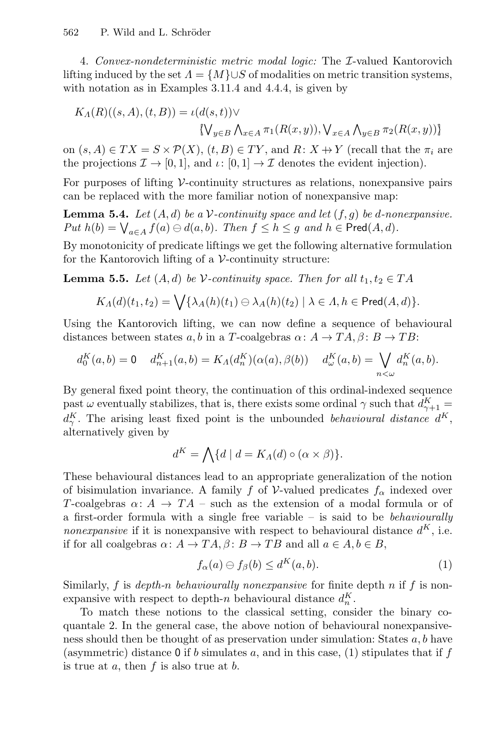4. *Convex-nondeterministic metric modal logic:* The $\mathcal{I}$-valued Kantorovich lifting induced by the set $\Lambda = \{M\} \cup S$ of modalities on metric transition systems, with notation as in Examples 3.11.4 and 4.4.4, is given by

$$K_\Lambda(R)((s,A),(t,B)) = \iota(d(s,t)) \vee \\ \llbracket \textstyle\bigvee_{y \in B} \bigwedge_{x \in A} \pi_1(R(x,y)), \bigvee_{x \in A} \bigwedge_{y \in B} \pi_2(R(x,y)) \rrbracket$$

on $(s,A) \in TX = S \times \mathcal{P}(X)$, $(t,B) \in TY$, and $R\colon X \nrightarrow Y$ (recall that the $\pi_i$ are the projections $\mathcal{I} \to [0,1]$, and $\iota\colon [0,1] \to \mathcal{I}$ denotes the evident injection).

For purposes of lifting $\mathcal{V}$-continuity structures as relations, nonexpansive pairs can be replaced with the more familiar notion of nonexpansive map:

**Lemma 5.4.** *Let $(A,d)$ be a $\mathcal{V}$-continuity space and let $(f,g)$ be $d$-nonexpansive. Put $h(b) = \bigvee_{a \in A} f(a) \ominus d(a,b)$. Then $f \leq h \leq g$ and $h \in \mathsf{Pred}(A,d)$.*

By monotonicity of predicate liftings we get the following alternative formulation for the Kantorovich lifting of a $\mathcal{V}$-continuity structure:

**Lemma 5.5.** *Let $(A,d)$ be $\mathcal{V}$-continuity space. Then for all $t_1, t_2 \in TA$*

$$K_\Lambda(d)(t_1,t_2) = \bigvee \{\lambda_A(h)(t_1) \ominus \lambda_A(h)(t_2) \mid \lambda \in \Lambda, h \in \mathsf{Pred}(A,d)\}.$$

Using the Kantorovich lifting, we can now define a sequence of behavioural distances between states $a, b$ in a $T$-coalgebras $\alpha\colon A \to TA, \beta\colon B \to TB$:

$$d_0^K(a,b) = \mathsf{0} \quad d_{n+1}^K(a,b) = K_\Lambda(d_n^K)(\alpha(a),\beta(b)) \quad d_\omega^K(a,b) = \bigvee_{n<\omega} d_n^K(a,b).$$

By general fixed point theory, the continuation of this ordinal-indexed sequence past $\omega$ eventually stabilizes, that is, there exists some ordinal $\gamma$ such that $d_{\gamma+1}^K = d_\gamma^K$. The arising least fixed point is the unbounded *behavioural distance* $d^K$, alternatively given by

$$d^K = \bigwedge \{d \mid d = K_\Lambda(d) \circ (\alpha \times \beta)\}.$$

These behavioural distances lead to an appropriate generalization of the notion of bisimulation invariance. A family $f$ of $\mathcal{V}$-valued predicates $f_\alpha$ indexed over $T$-coalgebras $\alpha\colon A \to TA$ – such as the extension of a modal formula or of a first-order formula with a single free variable – is said to be *behaviourally nonexpansive* if it is nonexpansive with respect to behavioural distance $d^K$, i.e. if for all coalgebras $\alpha\colon A \to TA, \beta\colon B \to TB$ and all $a \in A, b \in B$,

$$f_\alpha(a) \ominus f_\beta(b) \leq d^K(a,b). \tag{1}$$

Similarly, $f$ is *depth-$n$ behaviourally nonexpansive* for finite depth $n$ if $f$ is nonexpansive with respect to depth-$n$ behavioural distance $d_n^K$.

To match these notions to the classical setting, consider the binary coquantale 2. In the general case, the above notion of behavioural nonexpansiveness should then be thought of as preservation under simulation: States $a, b$ have (asymmetric) distance $\mathsf{0}$ if $b$ simulates $a$, and in this case, (1) stipulates that if $f$ is true at $a$, then $f$ is also true at $b$.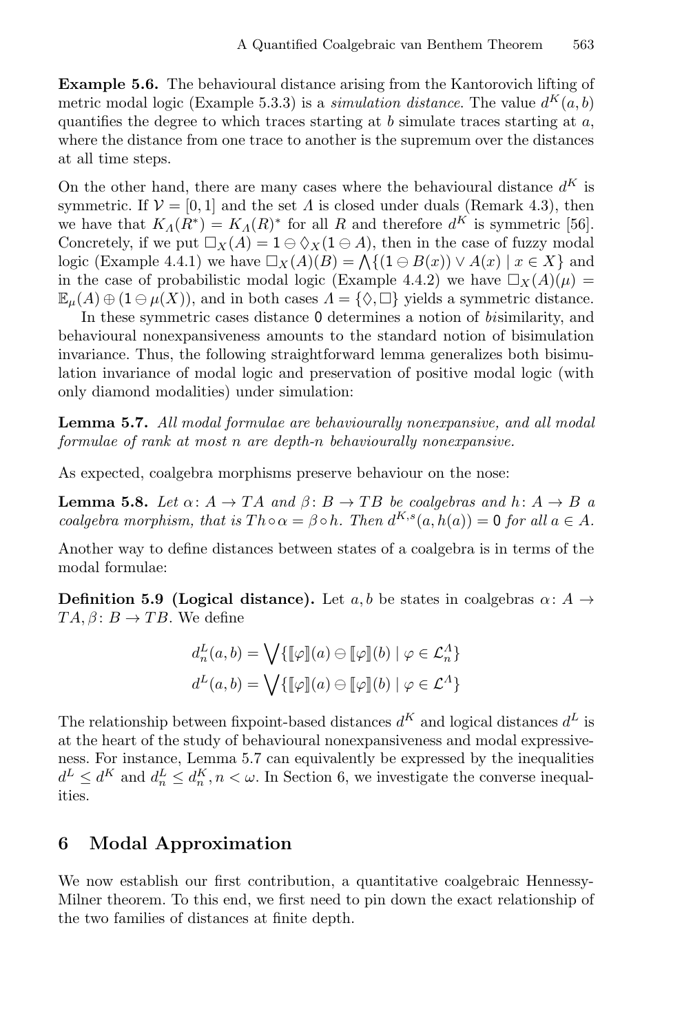**Example 5.6.** The behavioural distance arising from the Kantorovich lifting of metric modal logic (Example 5.3.3) is a *simulation distance*. The value $d^K(a,b)$ quantifies the degree to which traces starting at $b$ simulate traces starting at $a$, where the distance from one trace to another is the supremum over the distances at all time steps.

On the other hand, there are many cases where the behavioural distance $d^K$ is symmetric. If $\mathcal{V} = [0,1]$ and the set $\Lambda$ is closed under duals (Remark 4.3), then we have that $K_\Lambda(R^*) = K_\Lambda(R)^*$ for all $R$ and therefore $d^K$ is symmetric [56]. Concretely, if we put $\Box_X(A) = 1 \ominus \Diamond_X(1 \ominus A)$, then in the case of fuzzy modal logic (Example 4.4.1) we have $\Box_X(A)(B) = \bigwedge\{(1 \ominus B(x)) \vee A(x) \mid x \in X\}$ and in the case of probabilistic modal logic (Example 4.4.2) we have $\Box_X(A)(\mu) = \mathbb{E}_\mu(A) \oplus (1 \ominus \mu(X))$, and in both cases $\Lambda = \{\Diamond, \Box\}$ yields a symmetric distance.

In these symmetric cases distance $0$ determines a notion of *bi*similarity, and behavioural nonexpansiveness amounts to the standard notion of bisimulation invariance. Thus, the following straightforward lemma generalizes both bisimulation invariance of modal logic and preservation of positive modal logic (with only diamond modalities) under simulation:

**Lemma 5.7.** *All modal formulae are behaviourally nonexpansive, and all modal formulae of rank at most n are depth-n behaviourally nonexpansive.*

As expected, coalgebra morphisms preserve behaviour on the nose:

**Lemma 5.8.** *Let $\alpha\colon A \to TA$ and $\beta\colon B \to TB$ be coalgebras and $h\colon A \to B$ a coalgebra morphism, that is $Th \circ \alpha = \beta \circ h$. Then $d^{K,s}(a, h(a)) = 0$ for all $a \in A$.*

Another way to define distances between states of a coalgebra is in terms of the modal formulae:

**Definition 5.9 (Logical distance).** Let $a, b$ be states in coalgebras $\alpha\colon A \to TA, \beta\colon B \to TB$. We define

$$d_n^L(a,b) = \bigvee\{[\![\varphi]\!](a) \ominus [\![\varphi]\!](b) \mid \varphi \in \mathcal{L}_n^\Lambda\}$$
$$d^L(a,b) = \bigvee\{[\![\varphi]\!](a) \ominus [\![\varphi]\!](b) \mid \varphi \in \mathcal{L}^\Lambda\}$$

The relationship between fixpoint-based distances $d^K$ and logical distances $d^L$ is at the heart of the study of behavioural nonexpansiveness and modal expressiveness. For instance, Lemma 5.7 can equivalently be expressed by the inequalities $d^L \leq d^K$ and $d_n^L \leq d_n^K, n < \omega$. In Section 6, we investigate the converse inequalities.

## 6 Modal Approximation

We now establish our first contribution, a quantitative coalgebraic Hennessy-Milner theorem. To this end, we first need to pin down the exact relationship of the two families of distances at finite depth.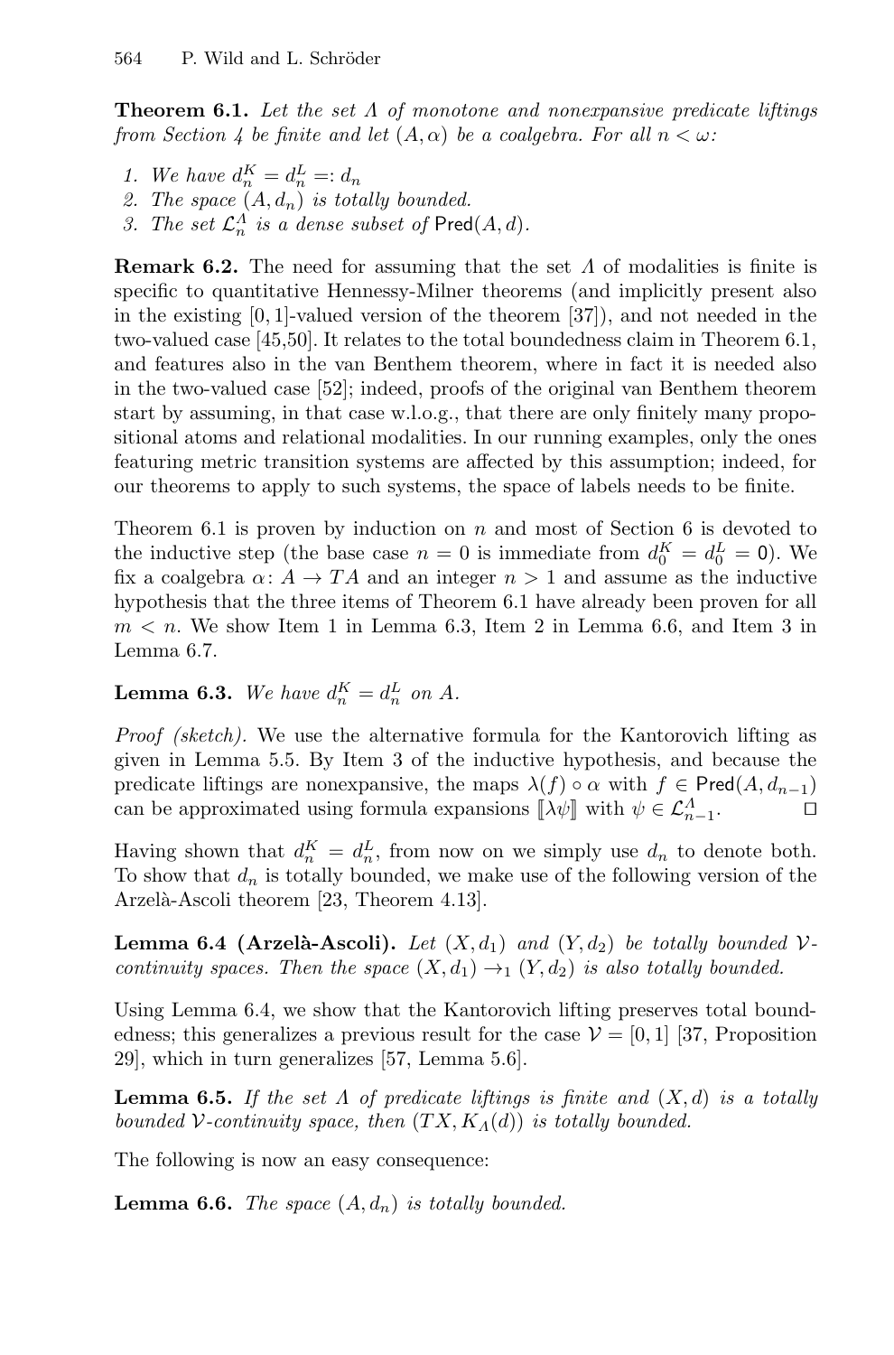**Theorem 6.1.** *Let the set $\Lambda$ of monotone and nonexpansive predicate liftings from Section 4 be finite and let $(A, \alpha)$ be a coalgebra. For all $n < \omega$:*

1. *We have $d_n^K = d_n^L =: d_n$*
2. *The space $(A, d_n)$ is totally bounded.*
3. *The set $\mathcal{L}_n^\Lambda$ is a dense subset of $\mathsf{Pred}(A, d)$.*

**Remark 6.2.** The need for assuming that the set $\Lambda$ of modalities is finite is specific to quantitative Hennessy-Milner theorems (and implicitly present also in the existing $[0, 1]$-valued version of the theorem [37]), and not needed in the two-valued case [45,50]. It relates to the total boundedness claim in Theorem 6.1, and features also in the van Benthem theorem, where in fact it is needed also in the two-valued case [52]; indeed, proofs of the original van Benthem theorem start by assuming, in that case w.l.o.g., that there are only finitely many propositional atoms and relational modalities. In our running examples, only the ones featuring metric transition systems are affected by this assumption; indeed, for our theorems to apply to such systems, the space of labels needs to be finite.

Theorem 6.1 is proven by induction on $n$ and most of Section 6 is devoted to the inductive step (the base case $n = 0$ is immediate from $d_0^K = d_0^L = 0$). We fix a coalgebra $\alpha\colon A \to TA$ and an integer $n > 1$ and assume as the inductive hypothesis that the three items of Theorem 6.1 have already been proven for all $m < n$. We show Item 1 in Lemma 6.3, Item 2 in Lemma 6.6, and Item 3 in Lemma 6.7.

**Lemma 6.3.** *We have $d_n^K = d_n^L$ on $A$.*

*Proof (sketch).* We use the alternative formula for the Kantorovich lifting as given in Lemma 5.5. By Item 3 of the inductive hypothesis, and because the predicate liftings are nonexpansive, the maps $\lambda(f) \circ \alpha$ with $f \in \mathsf{Pred}(A, d_{n-1})$ can be approximated using formula expansions $[\![\lambda\psi]\!]$ with $\psi \in \mathcal{L}_{n-1}^\Lambda$. $\square$

Having shown that $d_n^K = d_n^L$, from now on we simply use $d_n$ to denote both. To show that $d_n$ is totally bounded, we make use of the following version of the Arzelà-Ascoli theorem [23, Theorem 4.13].

**Lemma 6.4 (Arzelà-Ascoli).** *Let $(X, d_1)$ and $(Y, d_2)$ be totally bounded $\mathcal{V}$-continuity spaces. Then the space $(X, d_1) \to_1 (Y, d_2)$ is also totally bounded.*

Using Lemma 6.4, we show that the Kantorovich lifting preserves total boundedness; this generalizes a previous result for the case $\mathcal{V} = [0, 1]$ [37, Proposition 29], which in turn generalizes [57, Lemma 5.6].

**Lemma 6.5.** *If the set $\Lambda$ of predicate liftings is finite and $(X, d)$ is a totally bounded $\mathcal{V}$-continuity space, then $(TX, K_\Lambda(d))$ is totally bounded.*

The following is now an easy consequence:

**Lemma 6.6.** *The space $(A, d_n)$ is totally bounded.*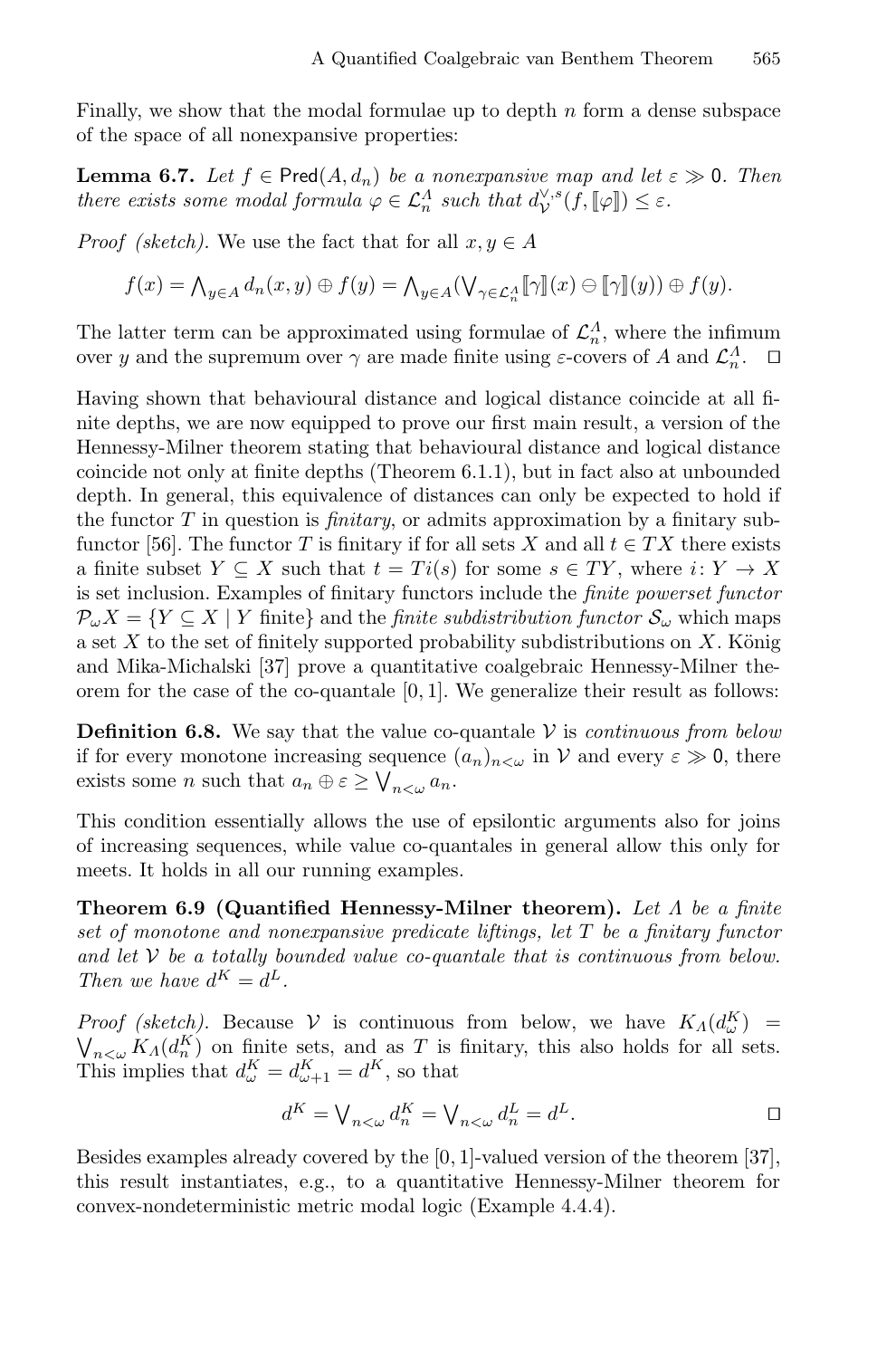Finally, we show that the modal formulae up to depth $n$ form a dense subspace of the space of all nonexpansive properties:

**Lemma 6.7.** *Let $f \in \mathsf{Pred}(A, d_n)$ be a nonexpansive map and let $\varepsilon \gg 0$. Then there exists some modal formula $\varphi \in \mathcal{L}_n^\Lambda$ such that $d_\mathcal{V}^{\vee,s}(f, [\![\varphi]\!]) \leq \varepsilon$.*

*Proof (sketch).* We use the fact that for all $x, y \in A$

$$f(x) = \bigwedge_{y \in A} d_n(x, y) \oplus f(y) = \bigwedge_{y \in A} (\bigvee_{\gamma \in \mathcal{L}_n^\Lambda} [\![\gamma]\!](x) \ominus [\![\gamma]\!](y)) \oplus f(y).$$

The latter term can be approximated using formulae of $\mathcal{L}_n^\Lambda$, where the infimum over $y$ and the supremum over $\gamma$ are made finite using $\varepsilon$-covers of $A$ and $\mathcal{L}_n^\Lambda$. $\square$

Having shown that behavioural distance and logical distance coincide at all finite depths, we are now equipped to prove our first main result, a version of the Hennessy-Milner theorem stating that behavioural distance and logical distance coincide not only at finite depths (Theorem 6.1.1), but in fact also at unbounded depth. In general, this equivalence of distances can only be expected to hold if the functor $T$ in question is *finitary*, or admits approximation by a finitary subfunctor [56]. The functor $T$ is finitary if for all sets $X$ and all $t \in TX$ there exists a finite subset $Y \subseteq X$ such that $t = Ti(s)$ for some $s \in TY$, where $i\colon Y \to X$ is set inclusion. Examples of finitary functors include the *finite powerset functor* $\mathcal{P}_\omega X = \{Y \subseteq X \mid Y \text{ finite}\}$ and the *finite subdistribution functor* $\mathcal{S}_\omega$ which maps a set $X$ to the set of finitely supported probability subdistributions on $X$. König and Mika-Michalski [37] prove a quantitative coalgebraic Hennessy-Milner theorem for the case of the co-quantale $[0, 1]$. We generalize their result as follows:

**Definition 6.8.** We say that the value co-quantale $\mathcal{V}$ is *continuous from below* if for every monotone increasing sequence $(a_n)_{n<\omega}$ in $\mathcal{V}$ and every $\varepsilon \gg 0$, there exists some $n$ such that $a_n \oplus \varepsilon \geq \bigvee_{n<\omega} a_n$.

This condition essentially allows the use of epsilontic arguments also for joins of increasing sequences, while value co-quantales in general allow this only for meets. It holds in all our running examples.

**Theorem 6.9 (Quantified Hennessy-Milner theorem).** *Let $\Lambda$ be a finite set of monotone and nonexpansive predicate liftings, let $T$ be a finitary functor and let $\mathcal{V}$ be a totally bounded value co-quantale that is continuous from below. Then we have $d^K = d^L$.*

*Proof (sketch).* Because $\mathcal{V}$ is continuous from below, we have $K_\Lambda(d_\omega^K) = \bigvee_{n<\omega} K_\Lambda(d_n^K)$ on finite sets, and as $T$ is finitary, this also holds for all sets. This implies that $d_\omega^K = d_{\omega+1}^K = d^K$, so that

$$d^K = \bigvee_{n<\omega} d_n^K = \bigvee_{n<\omega} d_n^L = d^L.$$

$\square$

Besides examples already covered by the $[0, 1]$-valued version of the theorem [37], this result instantiates, e.g., to a quantitative Hennessy-Milner theorem for convex-nondeterministic metric modal logic (Example 4.4.4).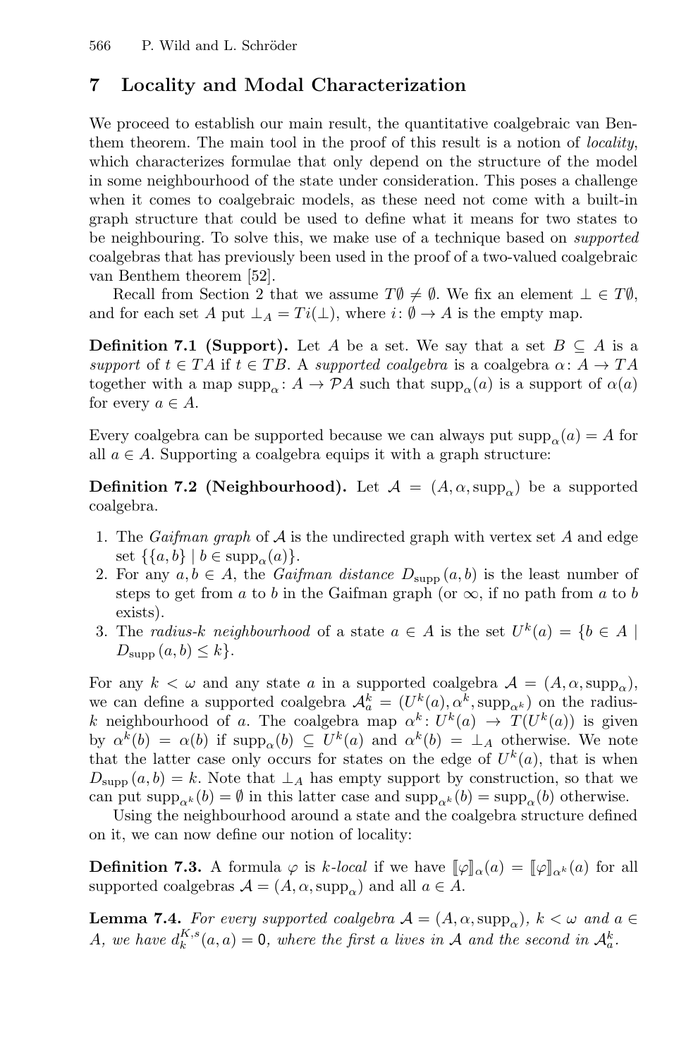## 7 Locality and Modal Characterization

We proceed to establish our main result, the quantitative coalgebraic van Benthem theorem. The main tool in the proof of this result is a notion of *locality*, which characterizes formulae that only depend on the structure of the model in some neighbourhood of the state under consideration. This poses a challenge when it comes to coalgebraic models, as these need not come with a built-in graph structure that could be used to define what it means for two states to be neighbouring. To solve this, we make use of a technique based on *supported* coalgebras that has previously been used in the proof of a two-valued coalgebraic van Benthem theorem [52].

Recall from Section 2 that we assume $T\emptyset \neq \emptyset$. We fix an element $\bot \in T\emptyset$, and for each set $A$ put $\bot_A = Ti(\bot)$, where $i\colon \emptyset \to A$ is the empty map.

**Definition 7.1 (Support).** Let $A$ be a set. We say that a set $B \subseteq A$ is a *support* of $t \in TA$ if $t \in TB$. A *supported coalgebra* is a coalgebra $\alpha\colon A \to TA$ together with a map $\mathrm{supp}_\alpha\colon A \to \mathcal{P}A$ such that $\mathrm{supp}_\alpha(a)$ is a support of $\alpha(a)$ for every $a \in A$.

Every coalgebra can be supported because we can always put $\mathrm{supp}_\alpha(a) = A$ for all $a \in A$. Supporting a coalgebra equips it with a graph structure:

**Definition 7.2 (Neighbourhood).** Let $\mathcal{A} = (A, \alpha, \mathrm{supp}_\alpha)$ be a supported coalgebra.

1. The *Gaifman graph* of $\mathcal{A}$ is the undirected graph with vertex set $A$ and edge set $\{\{a, b\} \mid b \in \mathrm{supp}_\alpha(a)\}$.
2. For any $a, b \in A$, the *Gaifman distance* $D_{\mathrm{supp}}(a, b)$ is the least number of steps to get from $a$ to $b$ in the Gaifman graph (or $\infty$, if no path from $a$ to $b$ exists).
3. The *radius-$k$ neighbourhood* of a state $a \in A$ is the set $U^k(a) = \{b \in A \mid D_{\mathrm{supp}}(a, b) \leq k\}$.

For any $k < \omega$ and any state $a$ in a supported coalgebra $\mathcal{A} = (A, \alpha, \mathrm{supp}_\alpha)$, we can define a supported coalgebra $\mathcal{A}^k_a = (U^k(a), \alpha^k, \mathrm{supp}_{\alpha^k})$ on the radius-$k$ neighbourhood of $a$. The coalgebra map $\alpha^k\colon U^k(a) \to T(U^k(a))$ is given by $\alpha^k(b) = \alpha(b)$ if $\mathrm{supp}_\alpha(b) \subseteq U^k(a)$ and $\alpha^k(b) = \bot_A$ otherwise. We note that the latter case only occurs for states on the edge of $U^k(a)$, that is when $D_{\mathrm{supp}}(a, b) = k$. Note that $\bot_A$ has empty support by construction, so that we can put $\mathrm{supp}_{\alpha^k}(b) = \emptyset$ in this latter case and $\mathrm{supp}_{\alpha^k}(b) = \mathrm{supp}_\alpha(b)$ otherwise.

Using the neighbourhood around a state and the coalgebra structure defined on it, we can now define our notion of locality:

**Definition 7.3.** A formula $\varphi$ is *$k$-local* if we have $[\![\varphi]\!]_\alpha(a) = [\![\varphi]\!]_{\alpha^k}(a)$ for all supported coalgebras $\mathcal{A} = (A, \alpha, \mathrm{supp}_\alpha)$ and all $a \in A$.

**Lemma 7.4.** *For every supported coalgebra $\mathcal{A} = (A, \alpha, \mathrm{supp}_\alpha)$, $k < \omega$ and $a \in A$, we have $d^{K,s}_k(a, a) = 0$, where the first $a$ lives in $\mathcal{A}$ and the second in $\mathcal{A}^k_a$.*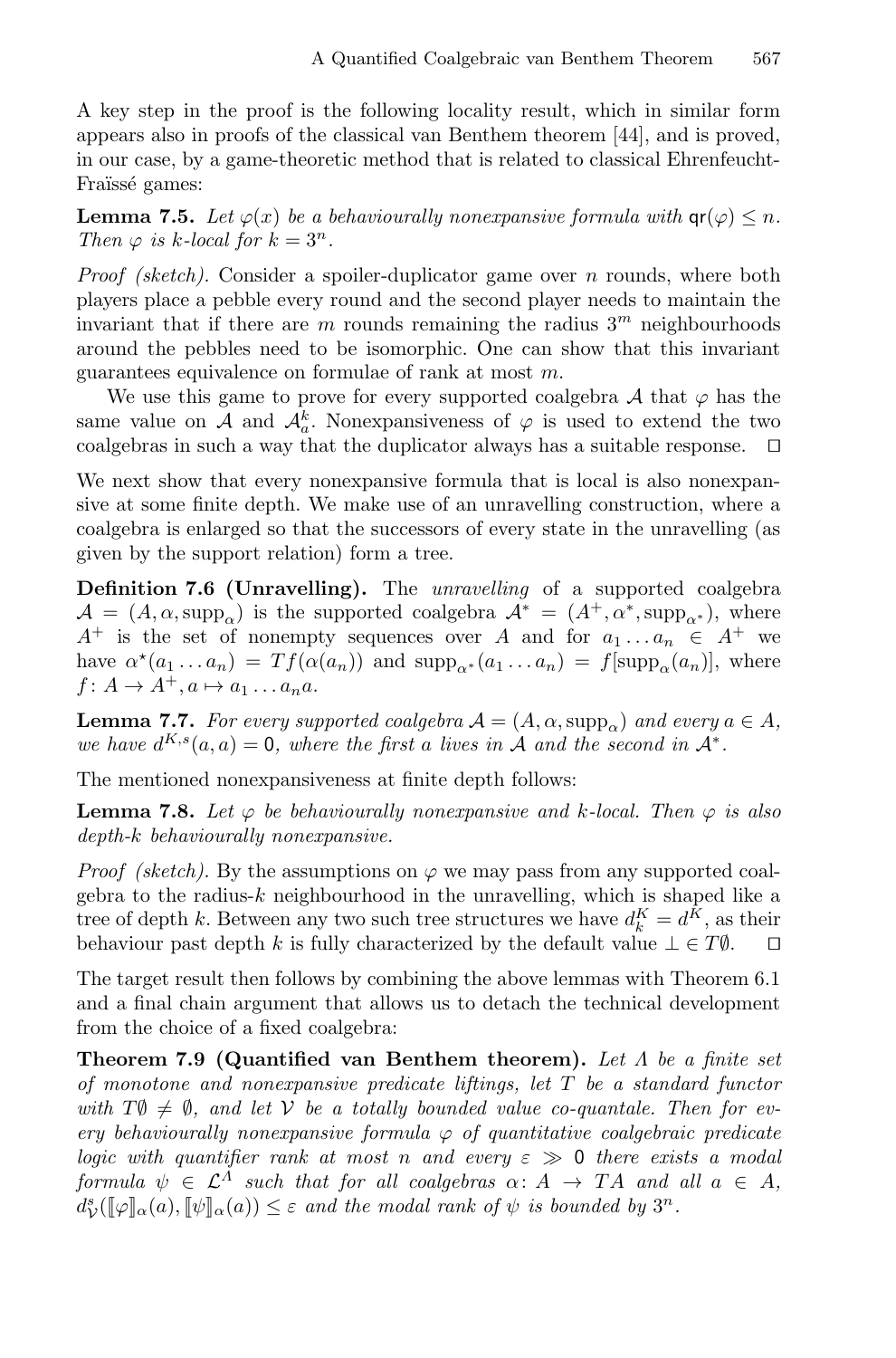A key step in the proof is the following locality result, which in similar form appears also in proofs of the classical van Benthem theorem [44], and is proved, in our case, by a game-theoretic method that is related to classical Ehrenfeucht-Fraïssé games:

**Lemma 7.5.** *Let $\varphi(x)$ be a behaviourally nonexpansive formula with $\mathsf{qr}(\varphi) \leq n$. Then $\varphi$ is $k$-local for $k = 3^n$.*

*Proof (sketch).* Consider a spoiler-duplicator game over $n$ rounds, where both players place a pebble every round and the second player needs to maintain the invariant that if there are $m$ rounds remaining the radius $3^m$ neighbourhoods around the pebbles need to be isomorphic. One can show that this invariant guarantees equivalence on formulae of rank at most $m$.

We use this game to prove for every supported coalgebra $\mathcal{A}$ that $\varphi$ has the same value on $\mathcal{A}$ and $\mathcal{A}_a^k$. Nonexpansiveness of $\varphi$ is used to extend the two coalgebras in such a way that the duplicator always has a suitable response. ◻

We next show that every nonexpansive formula that is local is also nonexpansive at some finite depth. We make use of an unravelling construction, where a coalgebra is enlarged so that the successors of every state in the unravelling (as given by the support relation) form a tree.

**Definition 7.6 (Unravelling).** The *unravelling* of a supported coalgebra $\mathcal{A} = (A, \alpha, \mathrm{supp}_\alpha)$ is the supported coalgebra $\mathcal{A}^* = (A^+, \alpha^*, \mathrm{supp}_{\alpha^*})$, where $A^+$ is the set of nonempty sequences over $A$ and for $a_1 \dots a_n \in A^+$ we have $\alpha^\star(a_1 \dots a_n) = Tf(\alpha(a_n))$ and $\mathrm{supp}_{\alpha^*}(a_1 \dots a_n) = f[\mathrm{supp}_\alpha(a_n)]$, where $f\colon A \to A^+, a \mapsto a_1 \dots a_n a$.

**Lemma 7.7.** *For every supported coalgebra $\mathcal{A} = (A, \alpha, \mathrm{supp}_\alpha)$ and every $a \in A$, we have $d^{K,s}(a, a) = 0$, where the first $a$ lives in $\mathcal{A}$ and the second in $\mathcal{A}^*$.*

The mentioned nonexpansiveness at finite depth follows:

**Lemma 7.8.** *Let $\varphi$ be behaviourally nonexpansive and $k$-local. Then $\varphi$ is also depth-$k$ behaviourally nonexpansive.*

*Proof (sketch).* By the assumptions on $\varphi$ we may pass from any supported coalgebra to the radius-$k$ neighbourhood in the unravelling, which is shaped like a tree of depth $k$. Between any two such tree structures we have $d_k^K = d^K$, as their behaviour past depth $k$ is fully characterized by the default value $\bot \in T\emptyset$. ◻

The target result then follows by combining the above lemmas with Theorem 6.1 and a final chain argument that allows us to detach the technical development from the choice of a fixed coalgebra:

**Theorem 7.9 (Quantified van Benthem theorem).** *Let $\Lambda$ be a finite set of monotone and nonexpansive predicate liftings, let $T$ be a standard functor with $T\emptyset \neq \emptyset$, and let $\mathcal{V}$ be a totally bounded value co-quantale. Then for every behaviourally nonexpansive formula $\varphi$ of quantitative coalgebraic predicate logic with quantifier rank at most $n$ and every $\varepsilon \gg 0$ there exists a modal formula $\psi \in \mathcal{L}^\Lambda$ such that for all coalgebras $\alpha\colon A \to TA$ and all $a \in A$, $d_\mathcal{V}^s(\llbracket\varphi\rrbracket_\alpha(a), \llbracket\psi\rrbracket_\alpha(a)) \leq \varepsilon$ and the modal rank of $\psi$ is bounded by $3^n$.*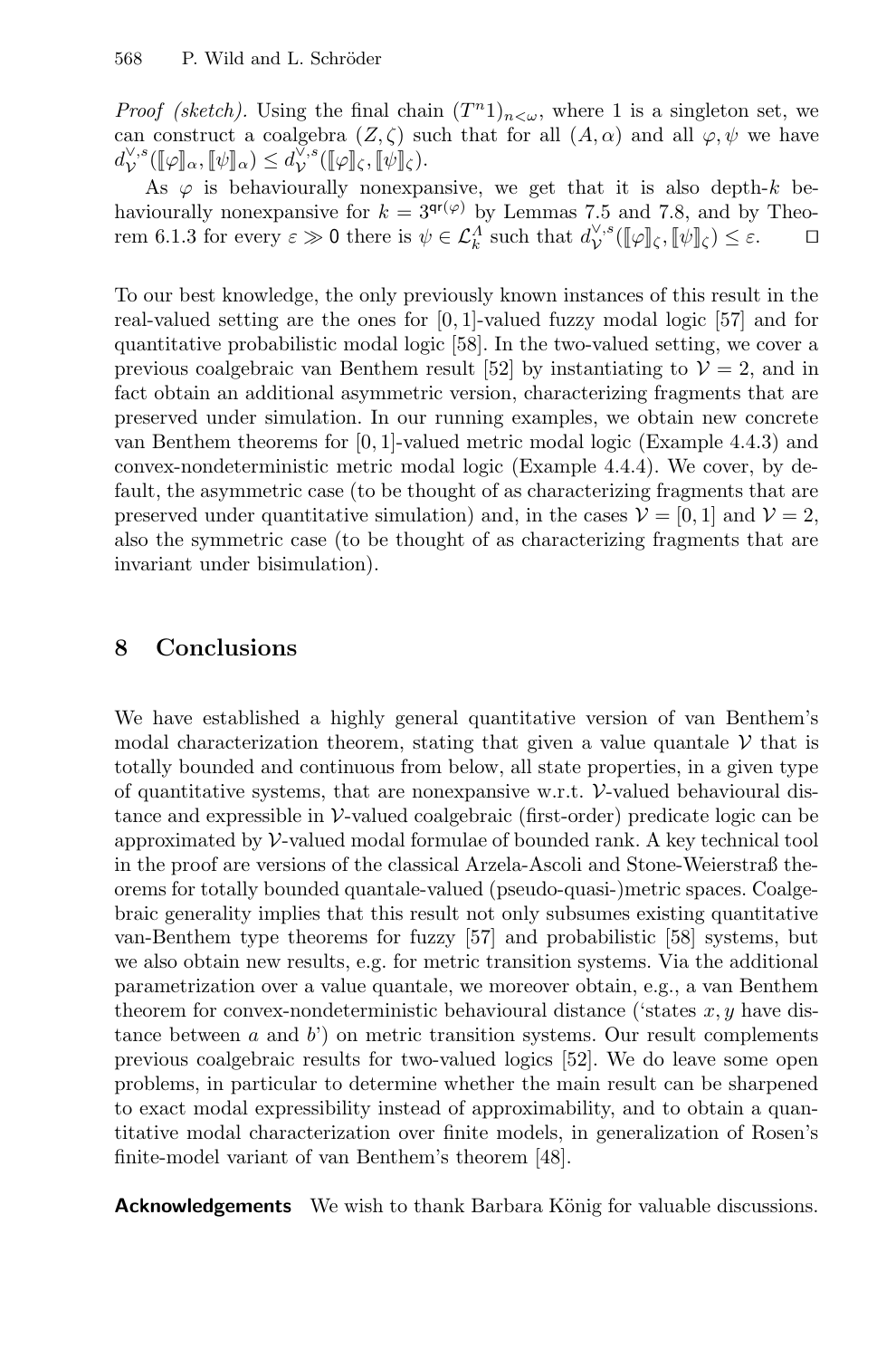*Proof (sketch).* Using the final chain $(T^n 1)_{n<\omega}$, where 1 is a singleton set, we can construct a coalgebra $(Z, \zeta)$ such that for all $(A, \alpha)$ and all $\varphi, \psi$ we have $d_{\mathcal{V}}^{\vee,s}([\![\varphi]\!]_\alpha, [\![\psi]\!]_\alpha) \leq d_{\mathcal{V}}^{\vee,s}([\![\varphi]\!]_\zeta, [\![\psi]\!]_\zeta)$.

As $\varphi$ is behaviourally nonexpansive, we get that it is also depth-$k$ behaviourally nonexpansive for $k = 3^{\mathsf{qr}(\varphi)}$ by Lemmas 7.5 and 7.8, and by Theorem 6.1.3 for every $\varepsilon \gg 0$ there is $\psi \in \mathcal{L}_k^\Lambda$ such that $d_{\mathcal{V}}^{\vee,s}([\![\varphi]\!]_\zeta, [\![\psi]\!]_\zeta) \leq \varepsilon$. $\square$

To our best knowledge, the only previously known instances of this result in the real-valued setting are the ones for $[0, 1]$-valued fuzzy modal logic [57] and for quantitative probabilistic modal logic [58]. In the two-valued setting, we cover a previous coalgebraic van Benthem result [52] by instantiating to $\mathcal{V} = 2$, and in fact obtain an additional asymmetric version, characterizing fragments that are preserved under simulation. In our running examples, we obtain new concrete van Benthem theorems for $[0, 1]$-valued metric modal logic (Example 4.4.3) and convex-nondeterministic metric modal logic (Example 4.4.4). We cover, by default, the asymmetric case (to be thought of as characterizing fragments that are preserved under quantitative simulation) and, in the cases $\mathcal{V} = [0, 1]$ and $\mathcal{V} = 2$, also the symmetric case (to be thought of as characterizing fragments that are invariant under bisimulation).

## 8 Conclusions

We have established a highly general quantitative version of van Benthem's modal characterization theorem, stating that given a value quantale $\mathcal{V}$ that is totally bounded and continuous from below, all state properties, in a given type of quantitative systems, that are nonexpansive w.r.t. $\mathcal{V}$-valued behavioural distance and expressible in $\mathcal{V}$-valued coalgebraic (first-order) predicate logic can be approximated by $\mathcal{V}$-valued modal formulae of bounded rank. A key technical tool in the proof are versions of the classical Arzela-Ascoli and Stone-Weierstraß theorems for totally bounded quantale-valued (pseudo-quasi-)metric spaces. Coalgebraic generality implies that this result not only subsumes existing quantitative van-Benthem type theorems for fuzzy [57] and probabilistic [58] systems, but we also obtain new results, e.g. for metric transition systems. Via the additional parametrization over a value quantale, we moreover obtain, e.g., a van Benthem theorem for convex-nondeterministic behavioural distance ('states $x, y$ have distance between $a$ and $b$') on metric transition systems. Our result complements previous coalgebraic results for two-valued logics [52]. We do leave some open problems, in particular to determine whether the main result can be sharpened to exact modal expressibility instead of approximability, and to obtain a quantitative modal characterization over finite models, in generalization of Rosen's finite-model variant of van Benthem's theorem [48].

**Acknowledgements** We wish to thank Barbara König for valuable discussions.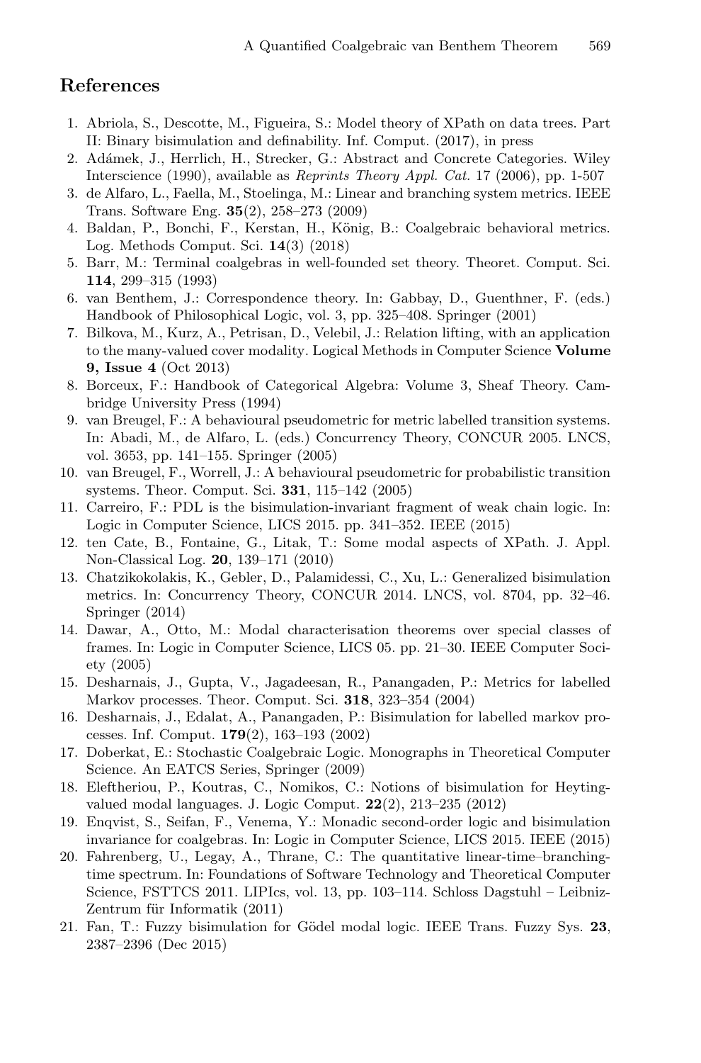## References

1. Abriola, S., Descotte, M., Figueira, S.: Model theory of XPath on data trees. Part II: Binary bisimulation and definability. Inf. Comput. (2017), in press
2. Adámek, J., Herrlich, H., Strecker, G.: Abstract and Concrete Categories. Wiley Interscience (1990), available as *Reprints Theory Appl. Cat.* 17 (2006), pp. 1-507
3. de Alfaro, L., Faella, M., Stoelinga, M.: Linear and branching system metrics. IEEE Trans. Software Eng. **35**(2), 258–273 (2009)
4. Baldan, P., Bonchi, F., Kerstan, H., König, B.: Coalgebraic behavioral metrics. Log. Methods Comput. Sci. **14**(3) (2018)
5. Barr, M.: Terminal coalgebras in well-founded set theory. Theoret. Comput. Sci. **114**, 299–315 (1993)
6. van Benthem, J.: Correspondence theory. In: Gabbay, D., Guenthner, F. (eds.) Handbook of Philosophical Logic, vol. 3, pp. 325–408. Springer (2001)
7. Bilkova, M., Kurz, A., Petrisan, D., Velebil, J.: Relation lifting, with an application to the many-valued cover modality. Logical Methods in Computer Science **Volume 9, Issue 4** (Oct 2013)
8. Borceux, F.: Handbook of Categorical Algebra: Volume 3, Sheaf Theory. Cambridge University Press (1994)
9. van Breugel, F.: A behavioural pseudometric for metric labelled transition systems. In: Abadi, M., de Alfaro, L. (eds.) Concurrency Theory, CONCUR 2005. LNCS, vol. 3653, pp. 141–155. Springer (2005)
10. van Breugel, F., Worrell, J.: A behavioural pseudometric for probabilistic transition systems. Theor. Comput. Sci. **331**, 115–142 (2005)
11. Carreiro, F.: PDL is the bisimulation-invariant fragment of weak chain logic. In: Logic in Computer Science, LICS 2015. pp. 341–352. IEEE (2015)
12. ten Cate, B., Fontaine, G., Litak, T.: Some modal aspects of XPath. J. Appl. Non-Classical Log. **20**, 139–171 (2010)
13. Chatzikokolakis, K., Gebler, D., Palamidessi, C., Xu, L.: Generalized bisimulation metrics. In: Concurrency Theory, CONCUR 2014. LNCS, vol. 8704, pp. 32–46. Springer (2014)
14. Dawar, A., Otto, M.: Modal characterisation theorems over special classes of frames. In: Logic in Computer Science, LICS 05. pp. 21–30. IEEE Computer Society (2005)
15. Desharnais, J., Gupta, V., Jagadeesan, R., Panangaden, P.: Metrics for labelled Markov processes. Theor. Comput. Sci. **318**, 323–354 (2004)
16. Desharnais, J., Edalat, A., Panangaden, P.: Bisimulation for labelled markov processes. Inf. Comput. **179**(2), 163–193 (2002)
17. Doberkat, E.: Stochastic Coalgebraic Logic. Monographs in Theoretical Computer Science. An EATCS Series, Springer (2009)
18. Eleftheriou, P., Koutras, C., Nomikos, C.: Notions of bisimulation for Heyting-valued modal languages. J. Logic Comput. **22**(2), 213–235 (2012)
19. Enqvist, S., Seifan, F., Venema, Y.: Monadic second-order logic and bisimulation invariance for coalgebras. In: Logic in Computer Science, LICS 2015. IEEE (2015)
20. Fahrenberg, U., Legay, A., Thrane, C.: The quantitative linear-time–branching-time spectrum. In: Foundations of Software Technology and Theoretical Computer Science, FSTTCS 2011. LIPIcs, vol. 13, pp. 103–114. Schloss Dagstuhl – Leibniz-Zentrum für Informatik (2011)
21. Fan, T.: Fuzzy bisimulation for Gödel modal logic. IEEE Trans. Fuzzy Sys. **23**, 2387–2396 (Dec 2015)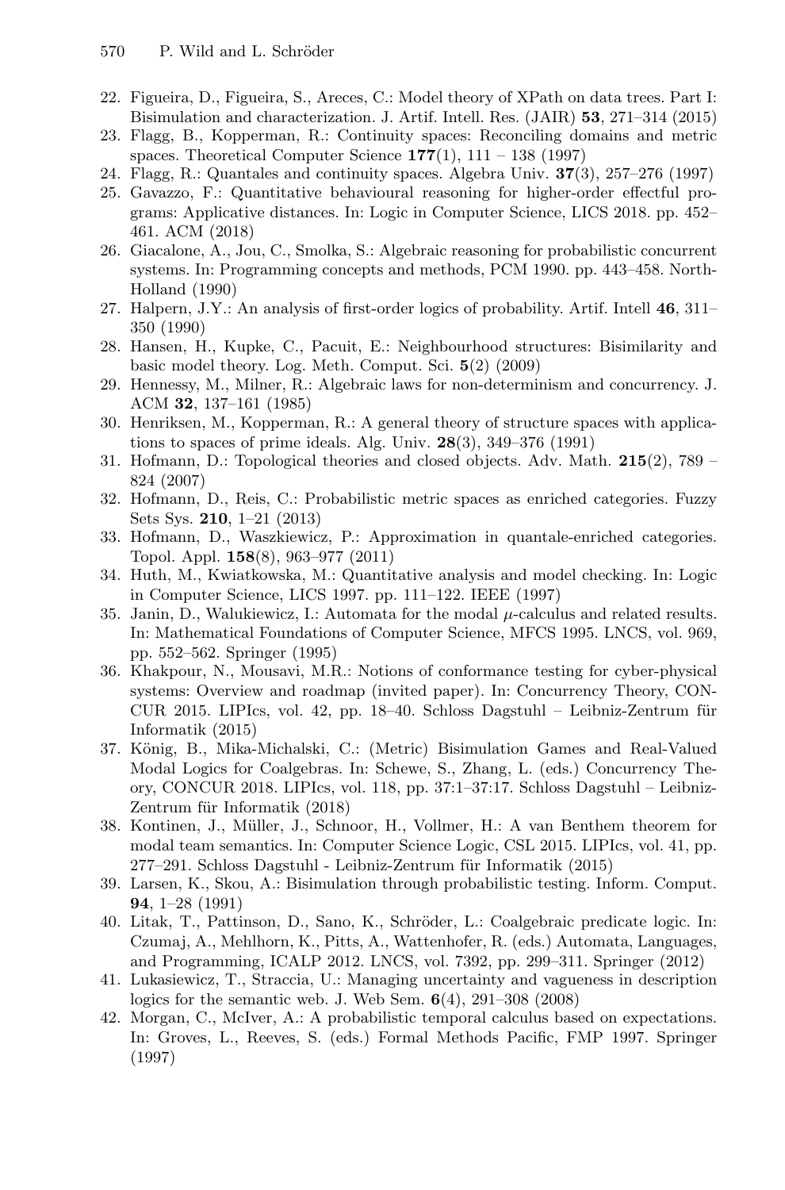22. Figueira, D., Figueira, S., Areces, C.: Model theory of XPath on data trees. Part I: Bisimulation and characterization. J. Artif. Intell. Res. (JAIR) **53**, 271–314 (2015)
23. Flagg, B., Kopperman, R.: Continuity spaces: Reconciling domains and metric spaces. Theoretical Computer Science **177**(1), 111 – 138 (1997)
24. Flagg, R.: Quantales and continuity spaces. Algebra Univ. **37**(3), 257–276 (1997)
25. Gavazzo, F.: Quantitative behavioural reasoning for higher-order effectful programs: Applicative distances. In: Logic in Computer Science, LICS 2018. pp. 452–461. ACM (2018)
26. Giacalone, A., Jou, C., Smolka, S.: Algebraic reasoning for probabilistic concurrent systems. In: Programming concepts and methods, PCM 1990. pp. 443–458. North-Holland (1990)
27. Halpern, J.Y.: An analysis of first-order logics of probability. Artif. Intell **46**, 311–350 (1990)
28. Hansen, H., Kupke, C., Pacuit, E.: Neighbourhood structures: Bisimilarity and basic model theory. Log. Meth. Comput. Sci. **5**(2) (2009)
29. Hennessy, M., Milner, R.: Algebraic laws for non-determinism and concurrency. J. ACM **32**, 137–161 (1985)
30. Henriksen, M., Kopperman, R.: A general theory of structure spaces with applications to spaces of prime ideals. Alg. Univ. **28**(3), 349–376 (1991)
31. Hofmann, D.: Topological theories and closed objects. Adv. Math. **215**(2), 789 – 824 (2007)
32. Hofmann, D., Reis, C.: Probabilistic metric spaces as enriched categories. Fuzzy Sets Sys. **210**, 1–21 (2013)
33. Hofmann, D., Waszkiewicz, P.: Approximation in quantale-enriched categories. Topol. Appl. **158**(8), 963–977 (2011)
34. Huth, M., Kwiatkowska, M.: Quantitative analysis and model checking. In: Logic in Computer Science, LICS 1997. pp. 111–122. IEEE (1997)
35. Janin, D., Walukiewicz, I.: Automata for the modal $\mu$-calculus and related results. In: Mathematical Foundations of Computer Science, MFCS 1995. LNCS, vol. 969, pp. 552–562. Springer (1995)
36. Khakpour, N., Mousavi, M.R.: Notions of conformance testing for cyber-physical systems: Overview and roadmap (invited paper). In: Concurrency Theory, CONCUR 2015. LIPIcs, vol. 42, pp. 18–40. Schloss Dagstuhl – Leibniz-Zentrum für Informatik (2015)
37. König, B., Mika-Michalski, C.: (Metric) Bisimulation Games and Real-Valued Modal Logics for Coalgebras. In: Schewe, S., Zhang, L. (eds.) Concurrency Theory, CONCUR 2018. LIPIcs, vol. 118, pp. 37:1–37:17. Schloss Dagstuhl – Leibniz-Zentrum für Informatik (2018)
38. Kontinen, J., Müller, J., Schnoor, H., Vollmer, H.: A van Benthem theorem for modal team semantics. In: Computer Science Logic, CSL 2015. LIPIcs, vol. 41, pp. 277–291. Schloss Dagstuhl - Leibniz-Zentrum für Informatik (2015)
39. Larsen, K., Skou, A.: Bisimulation through probabilistic testing. Inform. Comput. **94**, 1–28 (1991)
40. Litak, T., Pattinson, D., Sano, K., Schröder, L.: Coalgebraic predicate logic. In: Czumaj, A., Mehlhorn, K., Pitts, A., Wattenhofer, R. (eds.) Automata, Languages, and Programming, ICALP 2012. LNCS, vol. 7392, pp. 299–311. Springer (2012)
41. Lukasiewicz, T., Straccia, U.: Managing uncertainty and vagueness in description logics for the semantic web. J. Web Sem. **6**(4), 291–308 (2008)
42. Morgan, C., McIver, A.: A probabilistic temporal calculus based on expectations. In: Groves, L., Reeves, S. (eds.) Formal Methods Pacific, FMP 1997. Springer (1997)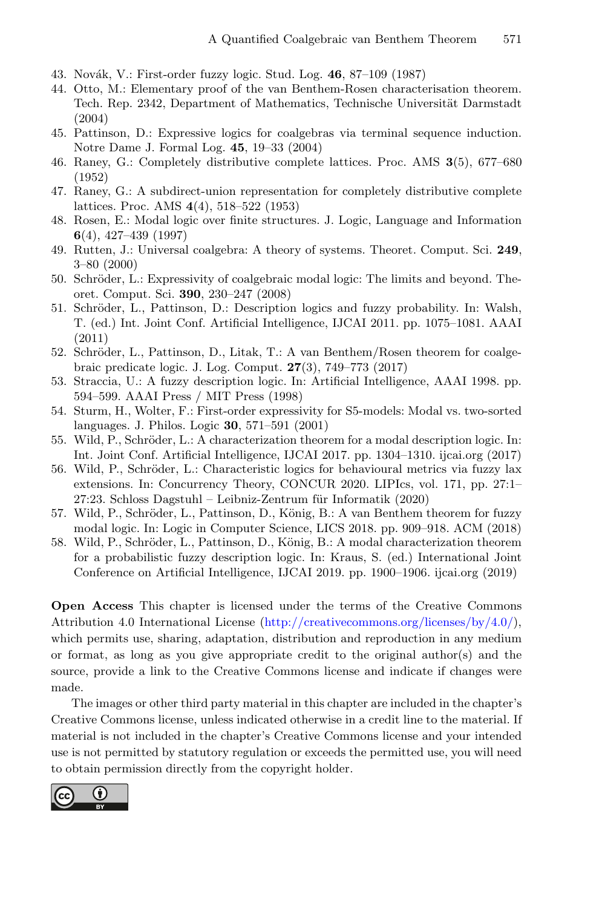43. Novák, V.: First-order fuzzy logic. Stud. Log. **46**, 87–109 (1987)
44. Otto, M.: Elementary proof of the van Benthem-Rosen characterisation theorem. Tech. Rep. 2342, Department of Mathematics, Technische Universität Darmstadt (2004)
45. Pattinson, D.: Expressive logics for coalgebras via terminal sequence induction. Notre Dame J. Formal Log. **45**, 19–33 (2004)
46. Raney, G.: Completely distributive complete lattices. Proc. AMS **3**(5), 677–680 (1952)
47. Raney, G.: A subdirect-union representation for completely distributive complete lattices. Proc. AMS **4**(4), 518–522 (1953)
48. Rosen, E.: Modal logic over finite structures. J. Logic, Language and Information **6**(4), 427–439 (1997)
49. Rutten, J.: Universal coalgebra: A theory of systems. Theoret. Comput. Sci. **249**, 3–80 (2000)
50. Schröder, L.: Expressivity of coalgebraic modal logic: The limits and beyond. Theoret. Comput. Sci. **390**, 230–247 (2008)
51. Schröder, L., Pattinson, D.: Description logics and fuzzy probability. In: Walsh, T. (ed.) Int. Joint Conf. Artificial Intelligence, IJCAI 2011. pp. 1075–1081. AAAI (2011)
52. Schröder, L., Pattinson, D., Litak, T.: A van Benthem/Rosen theorem for coalgebraic predicate logic. J. Log. Comput. **27**(3), 749–773 (2017)
53. Straccia, U.: A fuzzy description logic. In: Artificial Intelligence, AAAI 1998. pp. 594–599. AAAI Press / MIT Press (1998)
54. Sturm, H., Wolter, F.: First-order expressivity for S5-models: Modal vs. two-sorted languages. J. Philos. Logic **30**, 571–591 (2001)
55. Wild, P., Schröder, L.: A characterization theorem for a modal description logic. In: Int. Joint Conf. Artificial Intelligence, IJCAI 2017. pp. 1304–1310. ijcai.org (2017)
56. Wild, P., Schröder, L.: Characteristic logics for behavioural metrics via fuzzy lax extensions. In: Concurrency Theory, CONCUR 2020. LIPIcs, vol. 171, pp. 27:1–27:23. Schloss Dagstuhl – Leibniz-Zentrum für Informatik (2020)
57. Wild, P., Schröder, L., Pattinson, D., König, B.: A van Benthem theorem for fuzzy modal logic. In: Logic in Computer Science, LICS 2018. pp. 909–918. ACM (2018)
58. Wild, P., Schröder, L., Pattinson, D., König, B.: A modal characterization theorem for a probabilistic fuzzy description logic. In: Kraus, S. (ed.) International Joint Conference on Artificial Intelligence, IJCAI 2019. pp. 1900–1906. ijcai.org (2019)

**Open Access** This chapter is licensed under the terms of the Creative Commons Attribution 4.0 International License (http://creativecommons.org/licenses/by/4.0/), which permits use, sharing, adaptation, distribution and reproduction in any medium or format, as long as you give appropriate credit to the original author(s) and the source, provide a link to the Creative Commons license and indicate if changes were made.

The images or other third party material in this chapter are included in the chapter's Creative Commons license, unless indicated otherwise in a credit line to the material. If material is not included in the chapter's Creative Commons license and your intended use is not permitted by statutory regulation or exceeds the permitted use, you will need to obtain permission directly from the copyright holder.